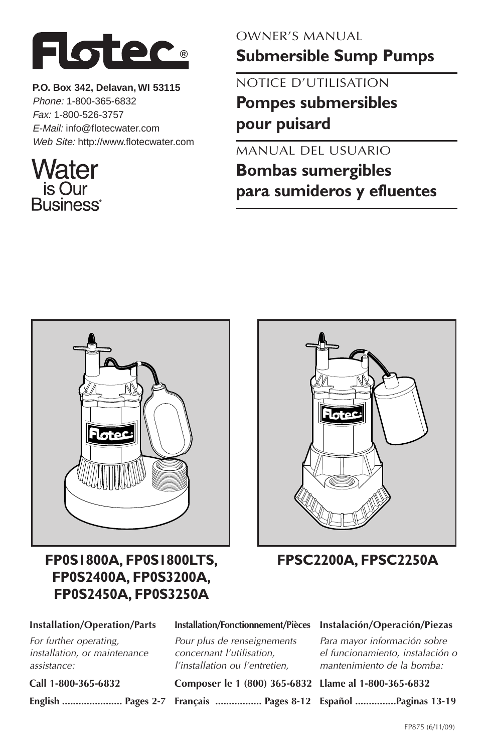# Flotec®

**P.O. Box 342, Delavan, WI 53115**
*Phone:* 1-800-365-6832
*Fax:* 1-800-526-3757
*E-Mail:* info@flotecwater.com
*Web Site:* http://www.flotecwater.com

Water is Our Business®

OWNER'S MANUAL

## Submersible Sump Pumps

NOTICE D'UTILISATION

## Pompes submersibles pour puisard

MANUAL DEL USUARIO

## Bombas sumergibles para sumideros y efluentes

**FP0S1800A, FP0S1800LTS, FP0S2400A, FP0S3200A, FP0S2450A, FP0S3250A**

**FPSC2200A, FPSC2250A**

**Installation/Operation/Parts**

*For further operating, installation, or maintenance assistance:*

**Call 1-800-365-6832**

**English ...................... Pages 2-7**

**Installation/Fonctionnement/Pièces**

*Pour plus de renseignements concernant l'utilisation, l'installation ou l'entretien,*

**Composer le 1 (800) 365-6832**

**Français ................. Pages 8-12**

**Instalación/Operación/Piezas**

*Para mayor información sobre el funcionamiento, instalación o mantenimiento de la bomba:*

**Llame al 1-800-365-6832**

**Español ...............Paginas 13-19**

FP875 (6/11/09)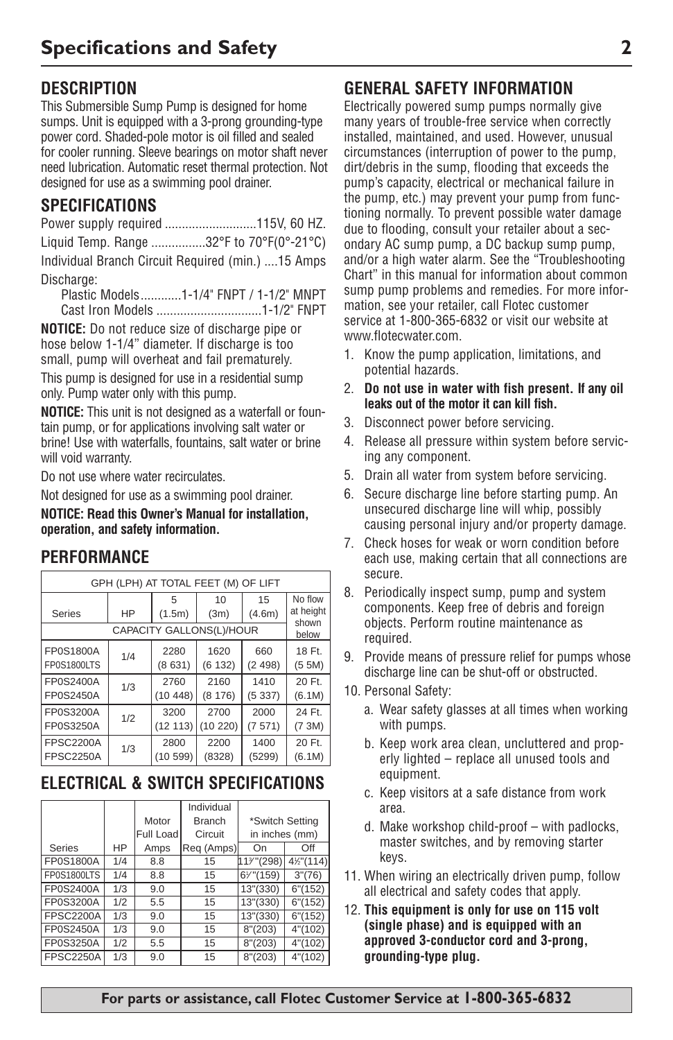# Specifications and Safety

## DESCRIPTION

This Submersible Sump Pump is designed for home sumps. Unit is equipped with a 3-prong grounding-type power cord. Shaded-pole motor is oil filled and sealed for cooler running. Sleeve bearings on motor shaft never need lubrication. Automatic reset thermal protection. Not designed for use as a swimming pool drainer.

## SPECIFICATIONS

Power supply required ..........................115V, 60 HZ.

Liquid Temp. Range ................32°F to 70°F(0°-21°C)

Individual Branch Circuit Required (min.) ....15 Amps

Discharge:

Plastic Models............1-1/4" FNPT / 1-1/2" MNPT
Cast Iron Models ..............................1-1/2" FNPT

**NOTICE:** Do not reduce size of discharge pipe or hose below 1-1/4" diameter. If discharge is too small, pump will overheat and fail prematurely.

This pump is designed for use in a residential sump only. Pump water only with this pump.

**NOTICE:** This unit is not designed as a waterfall or fountain pump, or for applications involving salt water or brine! Use with waterfalls, fountains, salt water or brine will void warranty.

Do not use where water recirculates.

Not designed for use as a swimming pool drainer.

**NOTICE: Read this Owner's Manual for installation, operation, and safety information.**

## PERFORMANCE

| GPH (LPH) AT TOTAL FEET (M) OF LIFT | | | | | |
|---|---|---|---|---|---|
| Series | HP | 5 (1.5m) | 10 (3m) | 15 (4.6m) | No flow at height shown below |
| | | CAPACITY GALLONS(L)/HOUR | | | |
| FP0S1800A FP0S1800LTS | 1/4 | 2280 (8 631) | 1620 (6 132) | 660 (2 498) | 18 Ft. (5 5M) |
| FP0S2400A FP0S2450A | 1/3 | 2760 (10 448) | 2160 (8 176) | 1410 (5 337) | 20 Ft. (6.1M) |
| FP0S3200A FP0S3250A | 1/2 | 3200 (12 113) | 2700 (10 220) | 2000 (7 571) | 24 Ft. (7 3M) |
| FPSC2200A FPSC2250A | 1/3 | 2800 (10 599) | 2200 (8328) | 1400 (5299) | 20 Ft. (6.1M) |

## ELECTRICAL & SWITCH SPECIFICATIONS

| Series | HP | Motor Full Load Amps | Individual Branch Circuit Req (Amps) | *Switch Setting in inches (mm) On | Off |
|---|---|---|---|---|---|
| FP0S1800A | 1/4 | 8.8 | 15 | 11⁷⁄₈"(298) | 4½"(114) |
| FP0S1800LTS | 1/4 | 8.8 | 15 | 6⁷⁄₈"(159) | 3"(76) |
| FP0S2400A | 1/3 | 9.0 | 15 | 13"(330) | 6"(152) |
| FP0S3200A | 1/2 | 5.5 | 15 | 13"(330) | 6"(152) |
| FPSC2200A | 1/3 | 9.0 | 15 | 13"(330) | 6"(152) |
| FP0S2450A | 1/3 | 9.0 | 15 | 8"(203) | 4"(102) |
| FP0S3250A | 1/2 | 5.5 | 15 | 8"(203) | 4"(102) |
| FPSC2250A | 1/3 | 9.0 | 15 | 8"(203) | 4"(102) |

## GENERAL SAFETY INFORMATION

Electrically powered sump pumps normally give many years of trouble-free service when correctly installed, maintained, and used. However, unusual circumstances (interruption of power to the pump, dirt/debris in the sump, flooding that exceeds the pump's capacity, electrical or mechanical failure in the pump, etc.) may prevent your pump from functioning normally. To prevent possible water damage due to flooding, consult your retailer about a secondary AC sump pump, a DC backup sump pump, and/or a high water alarm. See the "Troubleshooting Chart" in this manual for information about common sump pump problems and remedies. For more information, see your retailer, call Flotec customer service at 1-800-365-6832 or visit our website at www.flotecwater.com.

1. Know the pump application, limitations, and potential hazards.
2. **Do not use in water with fish present. If any oil leaks out of the motor it can kill fish.**
3. Disconnect power before servicing.
4. Release all pressure within system before servicing any component.
5. Drain all water from system before servicing.
6. Secure discharge line before starting pump. An unsecured discharge line will whip, possibly causing personal injury and/or property damage.
7. Check hoses for weak or worn condition before each use, making certain that all connections are secure.
8. Periodically inspect sump, pump and system components. Keep free of debris and foreign objects. Perform routine maintenance as required.
9. Provide means of pressure relief for pumps whose discharge line can be shut-off or obstructed.
10. Personal Safety:
    a. Wear safety glasses at all times when working with pumps.
    b. Keep work area clean, uncluttered and properly lighted – replace all unused tools and equipment.
    c. Keep visitors at a safe distance from work area.
    d. Make workshop child-proof – with padlocks, master switches, and by removing starter keys.
11. When wiring an electrically driven pump, follow all electrical and safety codes that apply.
12. **This equipment is only for use on 115 volt (single phase) and is equipped with an approved 3-conductor cord and 3-prong, grounding-type plug.**

**For parts or assistance, call Flotec Customer Service at 1-800-365-6832**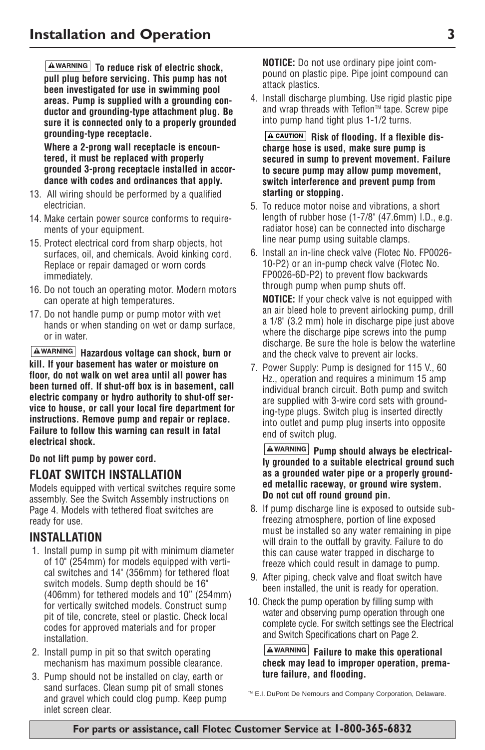# Installation and Operation

**⚠WARNING To reduce risk of electric shock, pull plug before servicing. This pump has not been investigated for use in swimming pool areas. Pump is supplied with a grounding conductor and grounding-type attachment plug. Be sure it is connected only to a properly grounded grounding-type receptacle.**

**Where a 2-prong wall receptacle is encountered, it must be replaced with properly grounded 3-prong receptacle installed in accordance with codes and ordinances that apply.**

13. All wiring should be performed by a qualified electrician.
14. Make certain power source conforms to requirements of your equipment.
15. Protect electrical cord from sharp objects, hot surfaces, oil, and chemicals. Avoid kinking cord. Replace or repair damaged or worn cords immediately.
16. Do not touch an operating motor. Modern motors can operate at high temperatures.
17. Do not handle pump or pump motor with wet hands or when standing on wet or damp surface, or in water.

**⚠WARNING Hazardous voltage can shock, burn or kill. If your basement has water or moisture on floor, do not walk on wet area until all power has been turned off. If shut-off box is in basement, call electric company or hydro authority to shut-off service to house, or call your local fire department for instructions. Remove pump and repair or replace. Failure to follow this warning can result in fatal electrical shock.**

**Do not lift pump by power cord.**

## FLOAT SWITCH INSTALLATION

Models equipped with vertical switches require some assembly. See the Switch Assembly instructions on Page 4. Models with tethered float switches are ready for use.

## INSTALLATION

1. Install pump in sump pit with minimum diameter of 10" (254mm) for models equipped with vertical switches and 14" (356mm) for tethered float switch models. Sump depth should be 16" (406mm) for tethered models and 10" (254mm) for vertically switched models. Construct sump pit of tile, concrete, steel or plastic. Check local codes for approved materials and for proper installation.
2. Install pump in pit so that switch operating mechanism has maximum possible clearance.
3. Pump should not be installed on clay, earth or sand surfaces. Clean sump pit of small stones and gravel which could clog pump. Keep pump inlet screen clear.

   **NOTICE:** Do not use ordinary pipe joint compound on plastic pipe. Pipe joint compound can attack plastics.

4. Install discharge plumbing. Use rigid plastic pipe and wrap threads with Teflon™ tape. Screw pipe into pump hand tight plus 1-1/2 turns.

   **⚠CAUTION Risk of flooding. If a flexible discharge hose is used, make sure pump is secured in sump to prevent movement. Failure to secure pump may allow pump movement, switch interference and prevent pump from starting or stopping.**

5. To reduce motor noise and vibrations, a short length of rubber hose (1-7/8" (47.6mm) I.D., e.g. radiator hose) can be connected into discharge line near pump using suitable clamps.
6. Install an in-line check valve (Flotec No. FP0026-10-P2) or an in-pump check valve (Flotec No. FP0026-6D-P2) to prevent flow backwards through pump when pump shuts off.

   **NOTICE:** If your check valve is not equipped with an air bleed hole to prevent airlocking pump, drill a 1/8" (3.2 mm) hole in discharge pipe just above where the discharge pipe screws into the pump discharge. Be sure the hole is below the waterline and the check valve to prevent air locks.

7. Power Supply: Pump is designed for 115 V., 60 Hz., operation and requires a minimum 15 amp individual branch circuit. Both pump and switch are supplied with 3-wire cord sets with grounding-type plugs. Switch plug is inserted directly into outlet and pump plug inserts into opposite end of switch plug.

   **⚠WARNING Pump should always be electrically grounded to a suitable electrical ground such as a grounded water pipe or a properly grounded metallic raceway, or ground wire system. Do not cut off round ground pin.**

8. If pump discharge line is exposed to outside subfreezing atmosphere, portion of line exposed must be installed so any water remaining in pipe will drain to the outfall by gravity. Failure to do this can cause water trapped in discharge to freeze which could result in damage to pump.
9. After piping, check valve and float switch have been installed, the unit is ready for operation.
10. Check the pump operation by filling sump with water and observing pump operation through one complete cycle. For switch settings see the Electrical and Switch Specifications chart on Page 2.

    **⚠WARNING Failure to make this operational check may lead to improper operation, premature failure, and flooding.**

™ E.I. DuPont De Nemours and Company Corporation, Delaware.

**For parts or assistance, call Flotec Customer Service at 1-800-365-6832**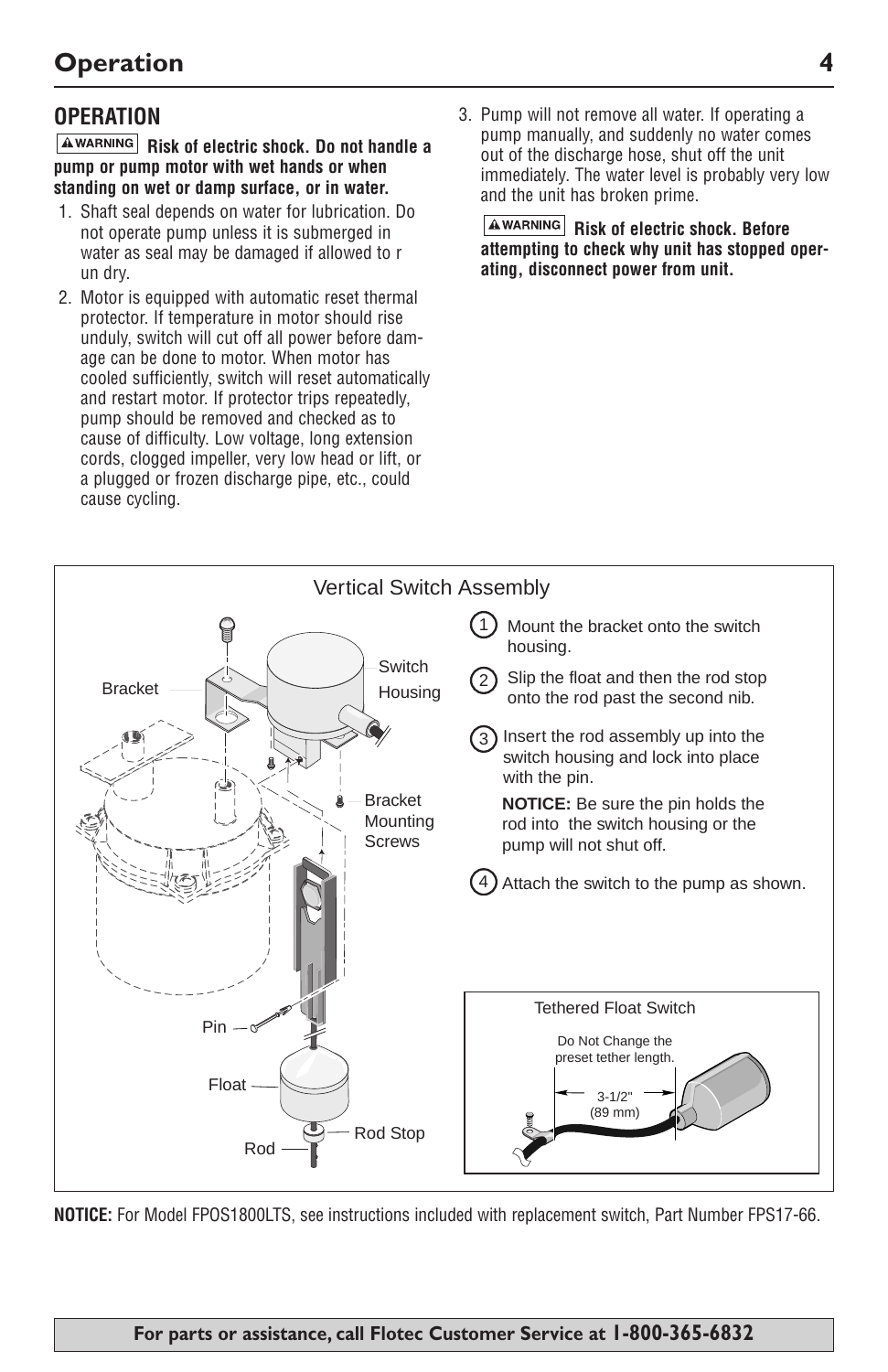## Operation

### OPERATION

**⚠WARNING Risk of electric shock. Do not handle a pump or pump motor with wet hands or when standing on wet or damp surface, or in water.**

1. Shaft seal depends on water for lubrication. Do not operate pump unless it is submerged in water as seal may be damaged if allowed to run dry.
2. Motor is equipped with automatic reset thermal protector. If temperature in motor should rise unduly, switch will cut off all power before damage can be done to motor. When motor has cooled sufficiently, switch will reset automatically and restart motor. If protector trips repeatedly, pump should be removed and checked as to cause of difficulty. Low voltage, long extension cords, clogged impeller, very low head or lift, or a plugged or frozen discharge pipe, etc., could cause cycling.
3. Pump will not remove all water. If operating a pump manually, and suddenly no water comes out of the discharge hose, shut off the unit immediately. The water level is probably very low and the unit has broken prime.

**⚠WARNING Risk of electric shock. Before attempting to check why unit has stopped operating, disconnect power from unit.**

#### Vertical Switch Assembly

Bracket, Switch Housing, Bracket Mounting Screws, Pin, Float, Rod Stop, Rod

1. Mount the bracket onto the switch housing.
2. Slip the float and then the rod stop onto the rod past the second nib.
3. Insert the rod assembly up into the switch housing and lock into place with the pin.

   **NOTICE:** Be sure the pin holds the rod into the switch housing or the pump will not shut off.
4. Attach the switch to the pump as shown.

**Tethered Float Switch**

Do Not Change the preset tether length.

3-1/2" (89 mm)

**NOTICE:** For Model FPOS1800LTS, see instructions included with replacement switch, Part Number FPS17-66.

**For parts or assistance, call Flotec Customer Service at 1-800-365-6832**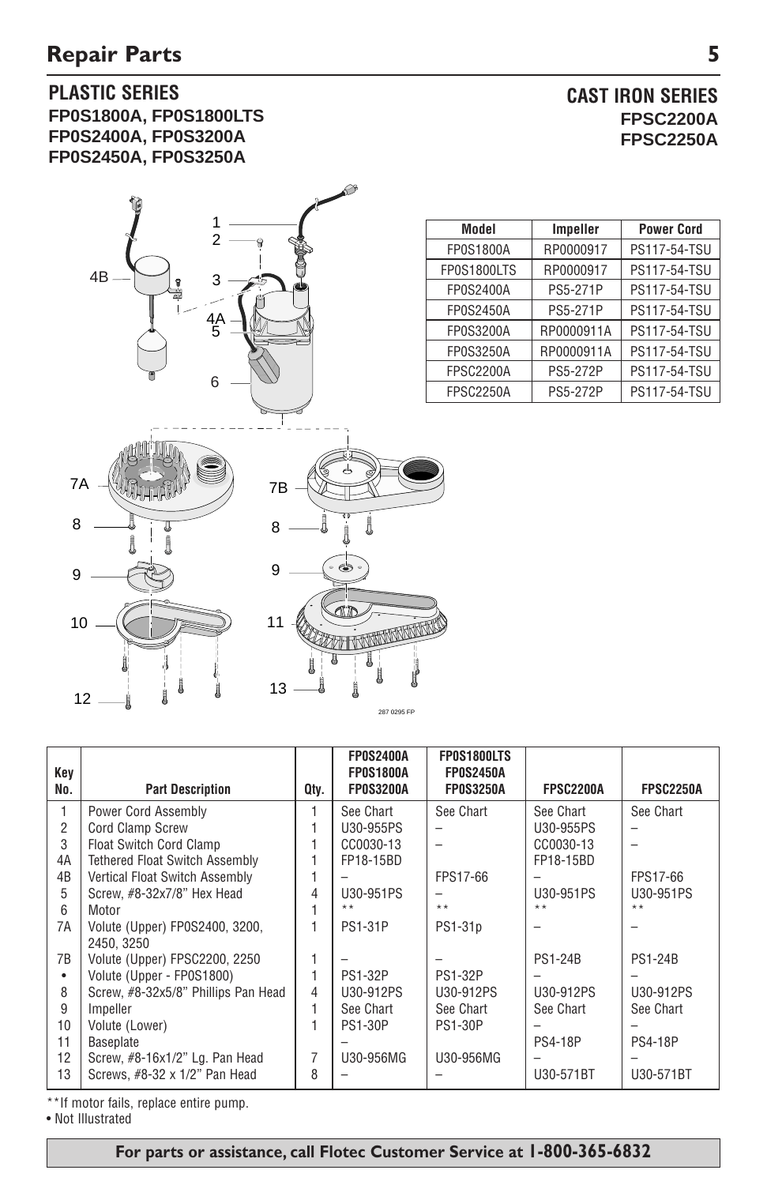# Repair Parts

## PLASTIC SERIES

**FP0S1800A, FP0S1800LTS**
**FP0S2400A, FP0S3200A**
**FP0S2450A, FP0S3250A**

## CAST IRON SERIES

**FPSC2200A**
**FPSC2250A**

| Model | Impeller | Power Cord |
|---|---|---|
| FP0S1800A | RP0000917 | PS117-54-TSU |
| FP0S1800LTS | RP0000917 | PS117-54-TSU |
| FP0S2400A | PS5-271P | PS117-54-TSU |
| FP0S2450A | PS5-271P | PS117-54-TSU |
| FP0S3200A | RP0000911A | PS117-54-TSU |
| FP0S3250A | RP0000911A | PS117-54-TSU |
| FPSC2200A | PS5-272P | PS117-54-TSU |
| FPSC2250A | PS5-272P | PS117-54-TSU |

| Key No. | Part Description | Qty. | FP0S2400A FP0S1800A FP0S3200A | FP0S1800LTS FP0S2450A FP0S3250A | FPSC2200A | FPSC2250A |
|---|---|---|---|---|---|---|
| 1 | Power Cord Assembly | 1 | See Chart | See Chart | See Chart | See Chart |
| 2 | Cord Clamp Screw | 1 | U30-955PS | – | U30-955PS | – |
| 3 | Float Switch Cord Clamp | 1 | CC0030-13 | – | CC0030-13 | – |
| 4A | Tethered Float Switch Assembly | 1 | FP18-15BD | | FP18-15BD | |
| 4B | Vertical Float Switch Assembly | 1 | – | FPS17-66 | – | FPS17-66 |
| 5 | Screw, #8-32x7/8" Hex Head | 4 | U30-951PS | – | U30-951PS | U30-951PS |
| 6 | Motor | 1 | ** | ** | ** | ** |
| 7A | Volute (Upper) FP0S2400, 3200, 2450, 3250 | 1 | PS1-31P | PS1-31p | – | – |
| 7B | Volute (Upper) FPSC2200, 2250 | 1 | – | – | PS1-24B | PS1-24B |
| • | Volute (Upper - FP0S1800) | 1 | PS1-32P | PS1-32P | – | – |
| 8 | Screw, #8-32x5/8" Phillips Pan Head | 4 | U30-912PS | U30-912PS | U30-912PS | U30-912PS |
| 9 | Impeller | 1 | See Chart | See Chart | See Chart | See Chart |
| 10 | Volute (Lower) | 1 | PS1-30P | PS1-30P | – | – |
| 11 | Baseplate | | – | | PS4-18P | PS4-18P |
| 12 | Screw, #8-16x1/2" Lg. Pan Head | 7 | U30-956MG | U30-956MG | – | – |
| 13 | Screws, #8-32 x 1/2" Pan Head | 8 | – | – | U30-571BT | U30-571BT |

**If motor fails, replace entire pump.
• Not Illustrated

**For parts or assistance, call Flotec Customer Service at 1-800-365-6832**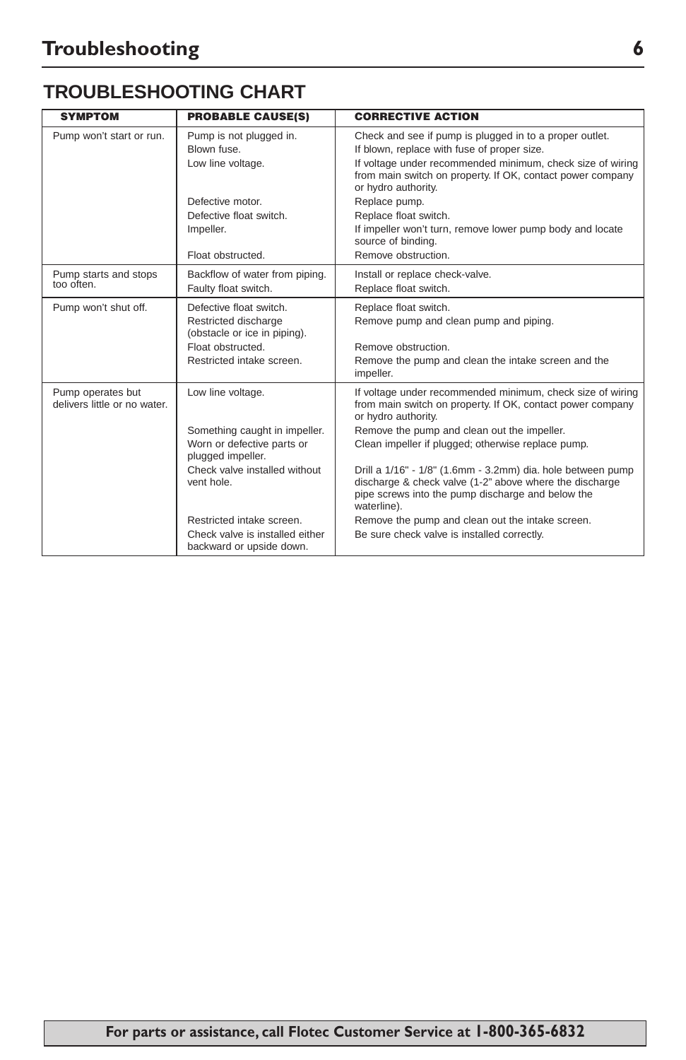# Troubleshooting

## TROUBLESHOOTING CHART

| SYMPTOM | PROBABLE CAUSE(S) | CORRECTIVE ACTION |
|---|---|---|
| Pump won't start or run. | Pump is not plugged in. | Check and see if pump is plugged in to a proper outlet. |
| | Blown fuse. | If blown, replace with fuse of proper size. |
| | Low line voltage. | If voltage under recommended minimum, check size of wiring from main switch on property. If OK, contact power company or hydro authority. |
| | Defective motor. | Replace pump. |
| | Defective float switch. | Replace float switch. |
| | Impeller. | If impeller won't turn, remove lower pump body and locate source of binding. |
| | Float obstructed. | Remove obstruction. |
| Pump starts and stops too often. | Backflow of water from piping. | Install or replace check-valve. |
| | Faulty float switch. | Replace float switch. |
| Pump won't shut off. | Defective float switch. | Replace float switch. |
| | Restricted discharge (obstacle or ice in piping). | Remove pump and clean pump and piping. |
| | Float obstructed. | Remove obstruction. |
| | Restricted intake screen. | Remove the pump and clean the intake screen and the impeller. |
| Pump operates but delivers little or no water. | Low line voltage. | If voltage under recommended minimum, check size of wiring from main switch on property. If OK, contact power company or hydro authority. |
| | Something caught in impeller. | Remove the pump and clean out the impeller. |
| | Worn or defective parts or plugged impeller. | Clean impeller if plugged; otherwise replace pump. |
| | Check valve installed without vent hole. | Drill a 1/16" - 1/8" (1.6mm - 3.2mm) dia. hole between pump discharge & check valve (1-2" above where the discharge pipe screws into the pump discharge and below the waterline). |
| | Restricted intake screen. | Remove the pump and clean out the intake screen. |
| | Check valve is installed either backward or upside down. | Be sure check valve is installed correctly. |

**For parts or assistance, call Flotec Customer Service at 1-800-365-6832**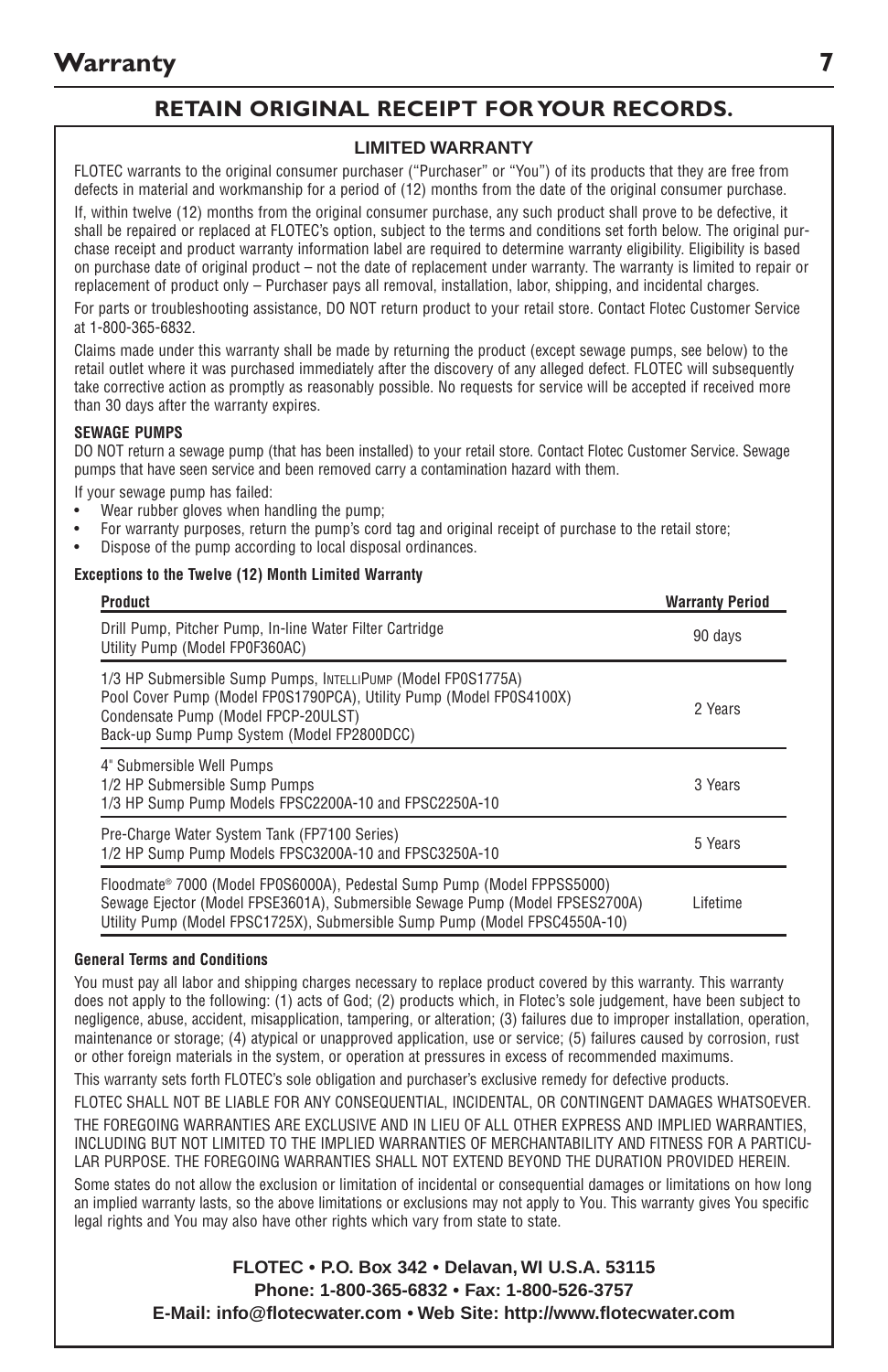# Warranty

## RETAIN ORIGINAL RECEIPT FOR YOUR RECORDS.

### LIMITED WARRANTY

FLOTEC warrants to the original consumer purchaser ("Purchaser" or "You") of its products that they are free from defects in material and workmanship for a period of (12) months from the date of the original consumer purchase.

If, within twelve (12) months from the original consumer purchase, any such product shall prove to be defective, it shall be repaired or replaced at FLOTEC's option, subject to the terms and conditions set forth below. The original purchase receipt and product warranty information label are required to determine warranty eligibility. Eligibility is based on purchase date of original product – not the date of replacement under warranty. The warranty is limited to repair or replacement of product only – Purchaser pays all removal, installation, labor, shipping, and incidental charges.

For parts or troubleshooting assistance, DO NOT return product to your retail store. Contact Flotec Customer Service at 1-800-365-6832.

Claims made under this warranty shall be made by returning the product (except sewage pumps, see below) to the retail outlet where it was purchased immediately after the discovery of any alleged defect. FLOTEC will subsequently take corrective action as promptly as reasonably possible. No requests for service will be accepted if received more than 30 days after the warranty expires.

**SEWAGE PUMPS**

DO NOT return a sewage pump (that has been installed) to your retail store. Contact Flotec Customer Service. Sewage pumps that have seen service and been removed carry a contamination hazard with them.

If your sewage pump has failed:

- Wear rubber gloves when handling the pump;
- For warranty purposes, return the pump's cord tag and original receipt of purchase to the retail store;
- Dispose of the pump according to local disposal ordinances.

**Exceptions to the Twelve (12) Month Limited Warranty**

| Product | Warranty Period |
|---|---|
| Drill Pump, Pitcher Pump, In-line Water Filter Cartridge<br>Utility Pump (Model FP0F360AC) | 90 days |
| 1/3 HP Submersible Sump Pumps, IntelliPump (Model FP0S1775A)<br>Pool Cover Pump (Model FP0S1790PCA), Utility Pump (Model FP0S4100X)<br>Condensate Pump (Model FPCP-20ULST)<br>Back-up Sump Pump System (Model FP2800DCC) | 2 Years |
| 4" Submersible Well Pumps<br>1/2 HP Submersible Sump Pumps<br>1/3 HP Sump Pump Models FPSC2200A-10 and FPSC2250A-10 | 3 Years |
| Pre-Charge Water System Tank (FP7100 Series)<br>1/2 HP Sump Pump Models FPSC3200A-10 and FPSC3250A-10 | 5 Years |
| Floodmate® 7000 (Model FP0S6000A), Pedestal Sump Pump (Model FPPSS5000)<br>Sewage Ejector (Model FPSE3601A), Submersible Sewage Pump (Model FPSES2700A)<br>Utility Pump (Model FPSC1725X), Submersible Sump Pump (Model FPSC4550A-10) | Lifetime |

**General Terms and Conditions**

You must pay all labor and shipping charges necessary to replace product covered by this warranty. This warranty does not apply to the following: (1) acts of God; (2) products which, in Flotec's sole judgement, have been subject to negligence, abuse, accident, misapplication, tampering, or alteration; (3) failures due to improper installation, operation, maintenance or storage; (4) atypical or unapproved application, use or service; (5) failures caused by corrosion, rust or other foreign materials in the system, or operation at pressures in excess of recommended maximums.

This warranty sets forth FLOTEC's sole obligation and purchaser's exclusive remedy for defective products.

FLOTEC SHALL NOT BE LIABLE FOR ANY CONSEQUENTIAL, INCIDENTAL, OR CONTINGENT DAMAGES WHATSOEVER.

THE FOREGOING WARRANTIES ARE EXCLUSIVE AND IN LIEU OF ALL OTHER EXPRESS AND IMPLIED WARRANTIES, INCLUDING BUT NOT LIMITED TO THE IMPLIED WARRANTIES OF MERCHANTABILITY AND FITNESS FOR A PARTICULAR PURPOSE. THE FOREGOING WARRANTIES SHALL NOT EXTEND BEYOND THE DURATION PROVIDED HEREIN.

Some states do not allow the exclusion or limitation of incidental or consequential damages or limitations on how long an implied warranty lasts, so the above limitations or exclusions may not apply to You. This warranty gives You specific legal rights and You may also have other rights which vary from state to state.

**FLOTEC • P.O. Box 342 • Delavan, WI U.S.A. 53115**
**Phone: 1-800-365-6832 • Fax: 1-800-526-3757**
**E-Mail: info@flotecwater.com • Web Site: http://www.flotecwater.com**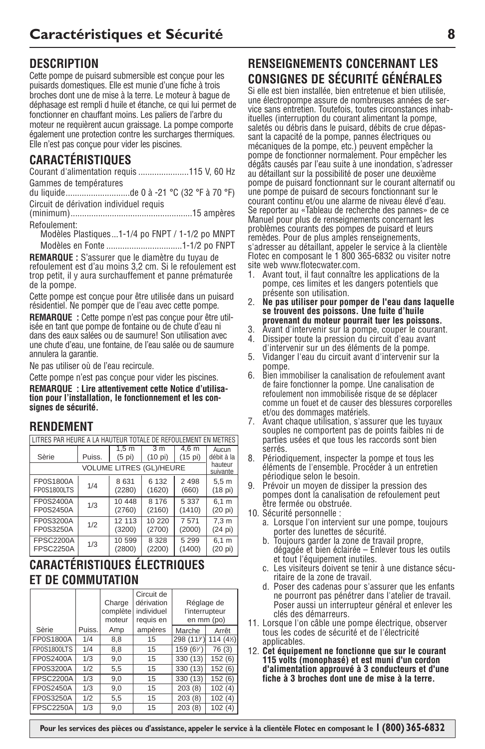# Caractéristiques et Sécurité

## DESCRIPTION

Cette pompe de puisard submersible est conçue pour les puisards domestiques. Elle est munie d'une fiche à trois broches dont une de mise à la terre. Le moteur à bague de déphasage est rempli d huile et étanche, ce qui lui permet de fonctionner en chauffant moins. Les paliers de l'arbre du moteur ne requièrent aucun graissage. La pompe comporte également une protection contre les surcharges thermiques. Elle n'est pas conçue pour vider les piscines.

## CARACTÉRISTIQUES

Courant d'alimentation requis ......................115 V, 60 Hz

Gammes de températures du liquide............................de 0 à -21 °C (32 °F à 70 °F)

Circuit de dérivation individuel requis (minimum).....................................................15 ampères

Refoulement:
- Modèles Plastiques...1-1/4 po FNPT / 1-1/2 po MNPT
- Modèles en Fonte .................................1-1/2 po FNPT

**REMARQUE :** S'assurer que le diamètre du tuyau de refoulement est d'au moins 3,2 cm. Si le refoulement est trop petit, il y aura surchauffement et panne prématurée de la pompe.

Cette pompe est conçue pour être utilisée dans un puisard résidentiel. Ne pomper que de l'eau avec cette pompe.

**REMARQUE :** Cette pompe n'est pas conçue pour être utilisée en tant que pompe de fontaine ou de chute d'eau ni dans des eaux salées ou de saumure! Son utilisation avec une chute d'eau, une fontaine, de l'eau salée ou de saumure annulera la garantie.

Ne pas utiliser où de l'eau recircule.

Cette pompe n'est pas conçue pour vider les piscines.

**REMARQUE : Lire attentivement cette Notice d'utilisation pour l'installation, le fonctionnement et les consignes de sécurité.**

## RENDEMENT

| LITRES PAR HEURE A LA HAUTEUR TOTALE DE REFOULEMENT EN METRES | | | | | |
|---|---|---|---|---|---|
| Sèrie | Puiss. | 1,5 m (5 pi) | 3 m (10 pi) | 4,6 m (15 pi) | Aucun débit à la hauteur suivante |
| | | VOLUME LITRES (GL)/HEURE | | | |
| FP0S1800A FP0S1800LTS | 1/4 | 8 631 (2280) | 6 132 (1620) | 2 498 (660) | 5,5 m (18 pi) |
| FP0S2400A FP0S2450A | 1/3 | 10 448 (2760) | 8 176 (2160) | 5 337 (1410) | 6,1 m (20 pi) |
| FP0S3200A FP0S3250A | 1/2 | 12 113 (3200) | 10 220 (2700) | 7 571 (2000) | 7,3 m (24 pi) |
| FPSC2200A FPSC2250A | 1/3 | 10 599 (2800) | 8 328 (2200) | 5 299 (1400) | 6,1 m (20 pi) |

## CARACTÉRISTIQUES ÉLECTRIQUES ET DE COMMUTATION

| Sèrie | Puiss. | Charge complète moteur Amp | Circuit de dérivation individuel requis en ampères | Réglage de l'interrupteur en mm (po) Marche | Arrêt |
|---|---|---|---|---|---|
| FP0S1800A | 1/4 | 8,8 | 15 | 298 (11¾) | 114 (4½) |
| FP0S1800LTS | 1/4 | 8,8 | 15 | 159 (6¼) | 76 (3) |
| FP0S2400A | 1/3 | 9,0 | 15 | 330 (13) | 152 (6) |
| FP0S3200A | 1/2 | 5,5 | 15 | 330 (13) | 152 (6) |
| FPSC2200A | 1/3 | 9,0 | 15 | 330 (13) | 152 (6) |
| FP0S2450A | 1/3 | 9,0 | 15 | 203 (8) | 102 (4) |
| FP0S3250A | 1/2 | 5,5 | 15 | 203 (8) | 102 (4) |
| FPSC2250A | 1/3 | 9,0 | 15 | 203 (8) | 102 (4) |

## RENSEIGNEMENTS CONCERNANT LES CONSIGNES DE SÉCURITÉ GÉNÉRALES

Si elle est bien installée, bien entretenue et bien utilisée, une électropompe assure de nombreuses années de service sans entretien. Toutefois, toutes circonstances inhabituelles (interruption du courant alimentant la pompe, saletés ou débris dans le puisard, débits de crue dépassant la capacité de la pompe, pannes électriques ou mécaniques de la pompe, etc.) peuvent empêcher la pompe de fonctionner normalement. Pour empêcher les dégâts causés par l'eau suite à une inondation, s'adresser au détaillant sur la possibilité de poser une deuxième pompe de puisard fonctionnant sur le courant alternatif ou une pompe de puisard de secours fonctionnant sur le courant continu et/ou une alarme de niveau élevé d'eau. Se reporter au «Tableau de recherche des pannes» de ce Manuel pour plus de renseignements concernant les problèmes courants des pompes de puisard et leurs remèdes. Pour de plus amples renseignements, s'adresser au détaillant, appeler le service à la clientèle Flotec en composant le 1 800 365-6832 ou visiter notre site web www.flotecwater.com.

1. Avant tout, il faut connaître les applications de la pompe, ces limites et les dangers potentiels que présente son utilisation.
2. **Ne pas utiliser pour pomper de l'eau dans laquelle se trouvent des poissons. Une fuite d'huile provenant du moteur pourrait tuer les poissons.**
3. Avant d'intervenir sur la pompe, couper le courant.
4. Dissiper toute la pression du circuit d'eau avant d'intervenir sur un des éléments de la pompe.
5. Vidanger l'eau du circuit avant d'intervenir sur la pompe.
6. Bien immobiliser la canalisation de refoulement avant de faire fonctionner la pompe. Une canalisation de refoulement non immobilisée risque de se déplacer comme un fouet et de causer des blessures corporelles et/ou des dommages matériels.
7. Avant chaque utilisation, s'assurer que les tuyaux souples ne comportent pas de points faibles ni de parties usées et que tous les raccords sont bien serrés.
8. Périodiquement, inspecter la pompe et tous les éléments de l'ensemble. Procéder à un entretien périodique selon le besoin.
9. Prévoir un moyen de dissiper la pression des pompes dont la canalisation de refoulement peut être fermée ou obstruée.
10. Sécurité personnelle :
    a. Lorsque l'on intervient sur une pompe, toujours porter des lunettes de sécurité.
    b. Toujours garder la zone de travail propre, dégagée et bien éclairée – Enlever tous les outils et tout l'équipement inutiles.
    c. Les visiteurs doivent se tenir à une distance sécuritaire de la zone de travail.
    d. Poser des cadenas pour s'assurer que les enfants ne pourront pas pénétrer dans l'atelier de travail. Poser aussi un interrupteur général et enlever les clés des démarreurs.
11. Lorsque l'on câble une pompe électrique, observer tous les codes de sécurité et de l'électricité applicables.
12. **Cet équipement ne fonctionne que sur le courant 115 volts (monophasé) et est muni d'un cordon d'alimentation approuvé à 3 conducteurs et d'une fiche à 3 broches dont une de mise à la terre.**

**Pour les services des pièces ou d'assistance, appeler le service à la clientèle Flotec en composant le 1 (800) 365-6832**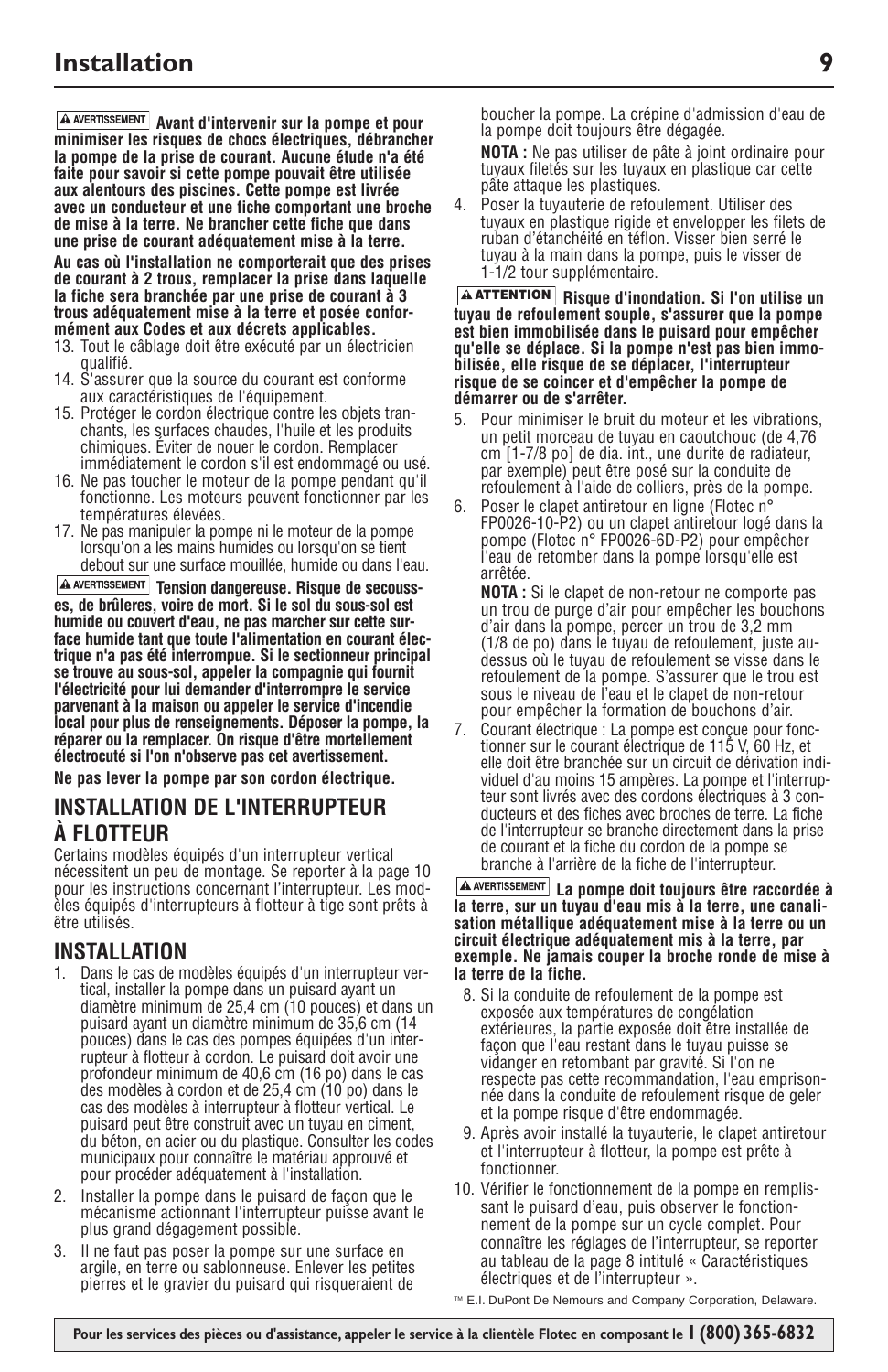# Installation

**⚠ AVERTISSEMENT Avant d'intervenir sur la pompe et pour minimiser les risques de chocs électriques, débrancher la pompe de la prise de courant. Aucune étude n'a été faite pour savoir si cette pompe pouvait être utilisée aux alentours des piscines. Cette pompe est livrée avec un conducteur et une fiche comportant une broche de mise à la terre. Ne brancher cette fiche que dans une prise de courant adéquatement mise à la terre.**

**Au cas où l'installation ne comporterait que des prises de courant à 2 trous, remplacer la prise dans laquelle la fiche sera branchée par une prise de courant à 3 trous adéquatement mise à la terre et posée conformément aux Codes et aux décrets applicables.**

13. Tout le câblage doit être exécuté par un électricien qualifié.
14. S'assurer que la source du courant est conforme aux caractéristiques de l'équipement.
15. Protéger le cordon électrique contre les objets tranchants, les surfaces chaudes, l'huile et les produits chimiques. Éviter de nouer le cordon. Remplacer immédiatement le cordon s'il est endommagé ou usé.
16. Ne pas toucher le moteur de la pompe pendant qu'il fonctionne. Les moteurs peuvent fonctionner par les températures élevées.
17. Ne pas manipuler la pompe ni le moteur de la pompe lorsqu'on a les mains humides ou lorsqu'on se tient debout sur une surface mouillée, humide ou dans l'eau.

**⚠ AVERTISSEMENT Tension dangereuse. Risque de secousses, de brûleres, voire de mort. Si le sol du sous-sol est humide ou couvert d'eau, ne pas marcher sur cette surface humide tant que toute l'alimentation en courant électrique n'a pas été interrompue. Si le sectionneur principal se trouve au sous-sol, appeler la compagnie qui fournit l'électricité pour lui demander d'interrompre le service parvenant à la maison ou appeler le service d'incendie local pour plus de renseignements. Déposer la pompe, la réparer ou la remplacer. On risque d'être mortellement électrocuté si l'on n'observe pas cet avertissement.**

**Ne pas lever la pompe par son cordon électrique.**

## INSTALLATION DE L'INTERRUPTEUR À FLOTTEUR

Certains modèles équipés d'un interrupteur vertical nécessitent un peu de montage. Se reporter à la page 10 pour les instructions concernant l'interrupteur. Les modèles équipés d'interrupteurs à flotteur à tige sont prêts à être utilisés.

## INSTALLATION

1. Dans le cas de modèles équipés d'un interrupteur vertical, installer la pompe dans un puisard ayant un diamètre minimum de 25,4 cm (10 pouces) et dans un puisard ayant un diamètre minimum de 35,6 cm (14 pouces) dans le cas des pompes équipées d'un interrupteur à flotteur à cordon. Le puisard doit avoir une profondeur minimum de 40,6 cm (16 po) dans le cas des modèles à cordon et de 25,4 cm (10 po) dans le cas des modèles à interrupteur à flotteur vertical. Le puisard peut être construit avec un tuyau en ciment, du béton, en acier ou du plastique. Consulter les codes municipaux pour connaître le matériau approuvé et pour procéder adéquatement à l'installation.
2. Installer la pompe dans le puisard de façon que le mécanisme actionnant l'interrupteur puisse avant le plus grand dégagement possible.
3. Il ne faut pas poser la pompe sur une surface en argile, en terre ou sablonneuse. Enlever les petites pierres et le gravier du puisard qui risqueraient de boucher la pompe. La crépine d'admission d'eau de la pompe doit toujours être dégagée.

   **NOTA :** Ne pas utiliser de pâte à joint ordinaire pour tuyaux filetés sur les tuyaux en plastique car cette pâte attaque les plastiques.
4. Poser la tuyauterie de refoulement. Utiliser des tuyaux en plastique rigide et envelopper les filets de ruban d'étanchéité en téflon. Visser bien serré le tuyau à la main dans la pompe, puis le visser de 1-1/2 tour supplémentaire.

**⚠ ATTENTION Risque d'inondation. Si l'on utilise un tuyau de refoulement souple, s'assurer que la pompe est bien immobilisée dans le puisard pour empêcher qu'elle se déplace. Si la pompe n'est pas bien immobilisée, elle risque de se déplacer, l'interrupteur risque de se coincer et d'empêcher la pompe de démarrer ou de s'arrêter.**

5. Pour minimiser le bruit du moteur et les vibrations, un petit morceau de tuyau en caoutchouc (de 4,76 cm [1-7/8 po] de dia. int., une durite de radiateur, par exemple) peut être posé sur la conduite de refoulement à l'aide de colliers, près de la pompe.
6. Poser le clapet antiretour en ligne (Flotec n° FP0026-10-P2) ou un clapet antiretour logé dans la pompe (Flotec n° FP0026-6D-P2) pour empêcher l'eau de retomber dans la pompe lorsqu'elle est arrêtée.

   **NOTA :** Si le clapet de non-retour ne comporte pas un trou de purge d'air pour empêcher les bouchons d'air dans la pompe, percer un trou de 3,2 mm (1/8 de po) dans le tuyau de refoulement, juste audessus où le tuyau de refoulement se visse dans le refoulement de la pompe. S'assurer que le trou est sous le niveau de l'eau et le clapet de non-retour pour empêcher la formation de bouchons d'air.
7. Courant électrique : La pompe est conçue pour fonctionner sur le courant électrique de 115 V, 60 Hz, et elle doit être branchée sur un circuit de dérivation individuel d'au moins 15 ampères. La pompe et l'interrupteur sont livrés avec des cordons électriques à 3 conducteurs et des fiches avec broches de terre. La fiche de l'interrupteur se branche directement dans la prise de courant et la fiche du cordon de la pompe se branche à l'arrière de la fiche de l'interrupteur.

**⚠ AVERTISSEMENT La pompe doit toujours être raccordée à la terre, sur un tuyau d'eau mis à la terre, une canalisation métallique adéquatement mise à la terre ou un circuit électrique adéquatement mis à la terre, par exemple. Ne jamais couper la broche ronde de mise à la terre de la fiche.**

8. Si la conduite de refoulement de la pompe est exposée aux températures de congélation extérieures, la partie exposée doit être installée de façon que l'eau restant dans le tuyau puisse se vidanger en retombant par gravité. Si l'on ne respecte pas cette recommandation, l'eau emprisonnée dans la conduite de refoulement risque de geler et la pompe risque d'être endommagée.
9. Après avoir installé la tuyauterie, le clapet antiretour et l'interrupteur à flotteur, la pompe est prête à fonctionner.
10. Vérifier le fonctionnement de la pompe en remplissant le puisard d'eau, puis observer le fonctionnement de la pompe sur un cycle complet. Pour connaître les réglages de l'interrupteur, se reporter au tableau de la page 8 intitulé « Caractéristiques électriques et de l'interrupteur ».

™ E.I. DuPont De Nemours and Company Corporation, Delaware.

**Pour les services des pièces ou d'assistance, appeler le service à la clientèle Flotec en composant le 1 (800) 365-6832**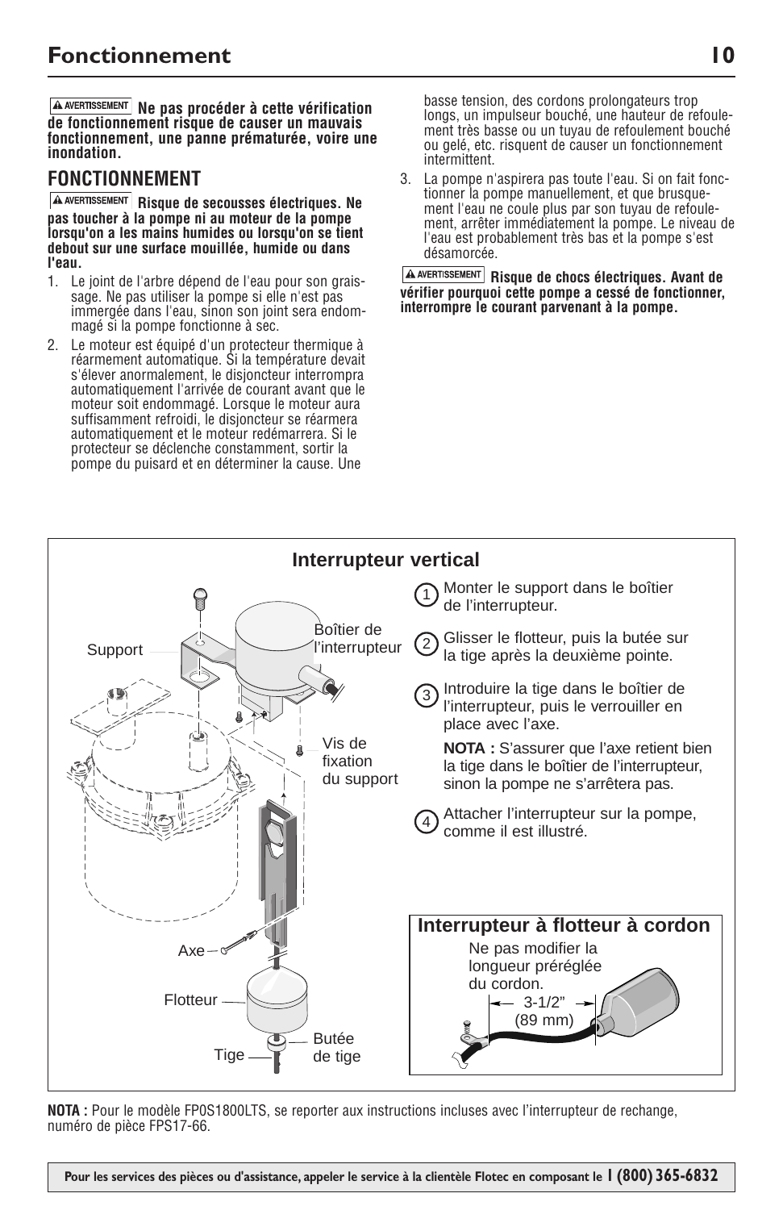# Fonctionnement

**AVERTISSEMENT Ne pas procéder à cette vérification de fonctionnement risque de causer un mauvais fonctionnement, une panne prématurée, voire une inondation.**

## FONCTIONNEMENT

**AVERTISSEMENT Risque de secousses électriques. Ne pas toucher à la pompe ni au moteur de la pompe lorsqu'on a les mains humides ou lorsqu'on se tient debout sur une surface mouillée, humide ou dans l'eau.**

1. Le joint de l'arbre dépend de l'eau pour son graissage. Ne pas utiliser la pompe si elle n'est pas immergée dans l'eau, sinon son joint sera endommagé si la pompe fonctionne à sec.
2. Le moteur est équipé d'un protecteur thermique à réarmement automatique. Si la température devait s'élever anormalement, le disjoncteur interrompra automatiquement l'arrivée de courant avant que le moteur soit endommagé. Lorsque le moteur aura suffisamment refroidi, le disjoncteur se réarmera automatiquement et le moteur redémarrera. Si le protecteur se déclenche constamment, sortir la pompe du puisard et en déterminer la cause. Une basse tension, des cordons prolongateurs trop longs, un impulseur bouché, une hauteur de refoulement très basse ou un tuyau de refoulement bouché ou gelé, etc. risquent de causer un fonctionnement intermittent.
3. La pompe n'aspirera pas toute l'eau. Si on fait fonctionner la pompe manuellement, et que brusquement l'eau ne coule plus par son tuyau de refoulement, arrêter immédiatement la pompe. Le niveau de l'eau est probablement très bas et la pompe s'est désamorcée.

**AVERTISSEMENT Risque de chocs électriques. Avant de vérifier pourquoi cette pompe a cessé de fonctionner, interrompre le courant parvenant à la pompe.**

### Interrupteur vertical

Support — Boîtier de l'interrupteur — Vis de fixation du support — Axe — Flotteur — Tige — Butée de tige

1. Monter le support dans le boîtier de l'interrupteur.
2. Glisser le flotteur, puis la butée sur la tige après la deuxième pointe.
3. Introduire la tige dans le boîtier de l'interrupteur, puis le verrouiller en place avec l'axe.

   **NOTA :** S'assurer que l'axe retient bien la tige dans le boîtier de l'interrupteur, sinon la pompe ne s'arrêtera pas.
4. Attacher l'interrupteur sur la pompe, comme il est illustré.

### Interrupteur à flotteur à cordon

Ne pas modifier la longueur préréglée du cordon.

3-1/2" (89 mm)

**NOTA :** Pour le modèle FP0S1800LTS, se reporter aux instructions incluses avec l'interrupteur de rechange, numéro de pièce FPS17-66.

**Pour les services des pièces ou d'assistance, appeler le service à la clientèle Flotec en composant le 1 (800) 365-6832**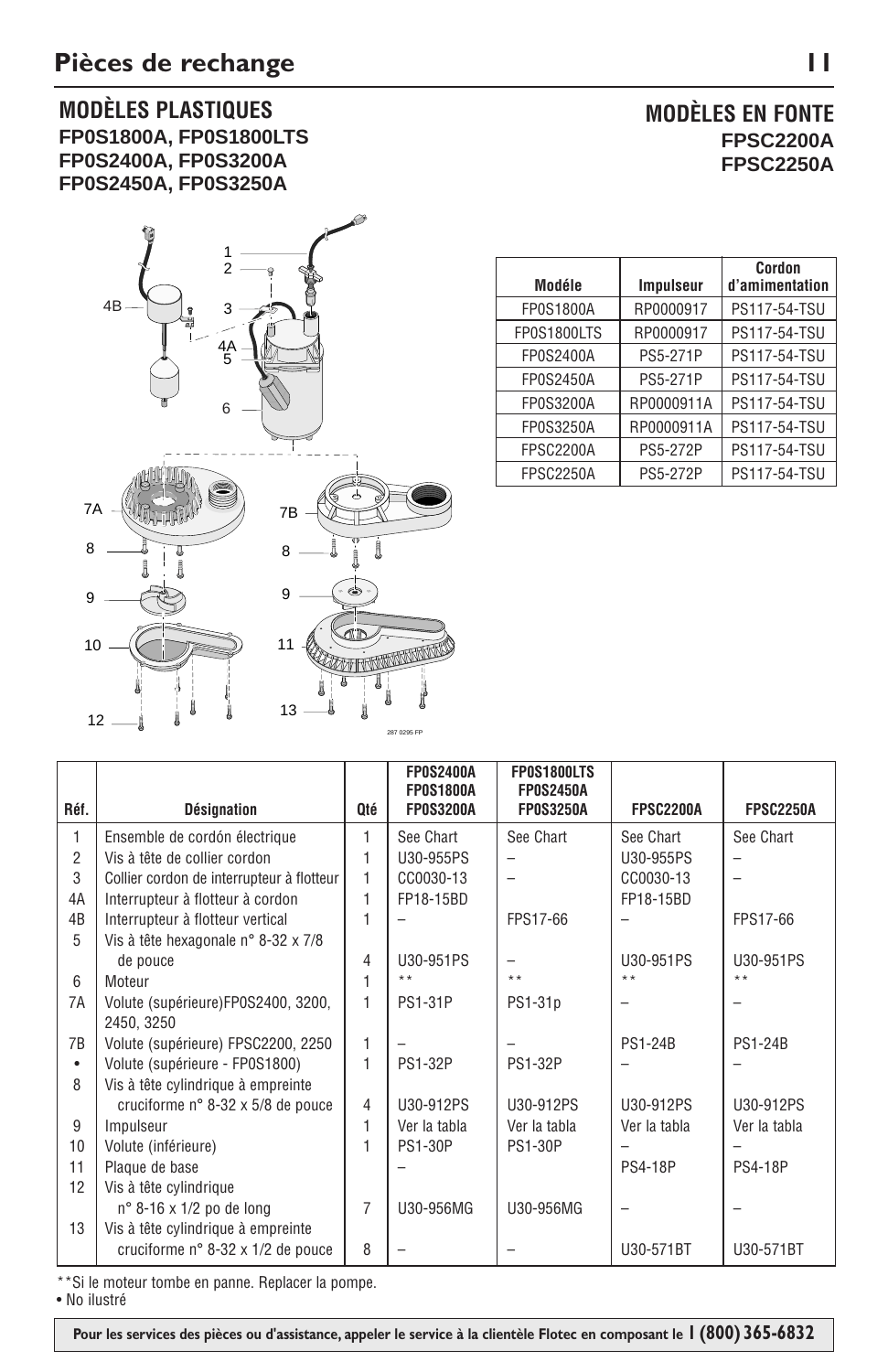# Pièces de rechange

## MODÈLES PLASTIQUES

**FP0S1800A, FP0S1800LTS**
**FP0S2400A, FP0S3200A**
**FP0S2450A, FP0S3250A**

## MODÈLES EN FONTE

**FPSC2200A**
**FPSC2250A**

| Modéle | Impulseur | Cordon d'amimentation |
|---|---|---|
| FP0S1800A | RP0000917 | PS117-54-TSU |
| FP0S1800LTS | RP0000917 | PS117-54-TSU |
| FP0S2400A | PS5-271P | PS117-54-TSU |
| FP0S2450A | PS5-271P | PS117-54-TSU |
| FP0S3200A | RP0000911A | PS117-54-TSU |
| FP0S3250A | RP0000911A | PS117-54-TSU |
| FPSC2200A | PS5-272P | PS117-54-TSU |
| FPSC2250A | PS5-272P | PS117-54-TSU |

| Réf. | Désignation | Qté | FP0S2400A FP0S1800A FP0S3200A | FP0S1800LTS FP0S2450A FP0S3250A | FPSC2200A | FPSC2250A |
|---|---|---|---|---|---|---|
| 1 | Ensemble de cordón électrique | 1 | See Chart | See Chart | See Chart | See Chart |
| 2 | Vis à tête de collier cordon | 1 | U30-955PS | – | U30-955PS | – |
| 3 | Collier cordon de interrupteur à flotteur | 1 | CC0030-13 | – | CC0030-13 | – |
| 4A | Interrupteur à flotteur à cordon | 1 | FP18-15BD | | FP18-15BD | |
| 4B | Interrupteur à flotteur vertical | 1 | – | FPS17-66 | – | FPS17-66 |
| 5 | Vis à tête hexagonale n° 8-32 x 7/8 de pouce | 4 | U30-951PS | – | U30-951PS | U30-951PS |
| 6 | Moteur | 1 | ** | ** | ** | ** |
| 7A | Volute (supérieure)FP0S2400, 3200, 2450, 3250 | 1 | PS1-31P | PS1-31p | – | – |
| 7B | Volute (supérieure) FPSC2200, 2250 | 1 | – | – | PS1-24B | PS1-24B |
| • | Volute (supérieure - FP0S1800) | 1 | PS1-32P | PS1-32P | – | – |
| 8 | Vis à tête cylindrique à empreinte cruciforme n° 8-32 x 5/8 de pouce | 4 | U30-912PS | U30-912PS | U30-912PS | U30-912PS |
| 9 | Impulseur | 1 | Ver la tabla | Ver la tabla | Ver la tabla | Ver la tabla |
| 10 | Volute (inférieure) | 1 | PS1-30P | PS1-30P | – | – |
| 11 | Plaque de base | | – | | PS4-18P | PS4-18P |
| 12 | Vis à tête cylindrique n° 8-16 x 1/2 po de long | 7 | U30-956MG | U30-956MG | – | – |
| 13 | Vis à tête cylindrique à empreinte cruciforme n° 8-32 x 1/2 de pouce | 8 | – | – | U30-571BT | U30-571BT |

**Si le moteur tombe en panne. Replacer la pompe.

• No ilustré

**Pour les services des pièces ou d'assistance, appeler le service à la clientèle Flotec en composant le 1 (800) 365-6832**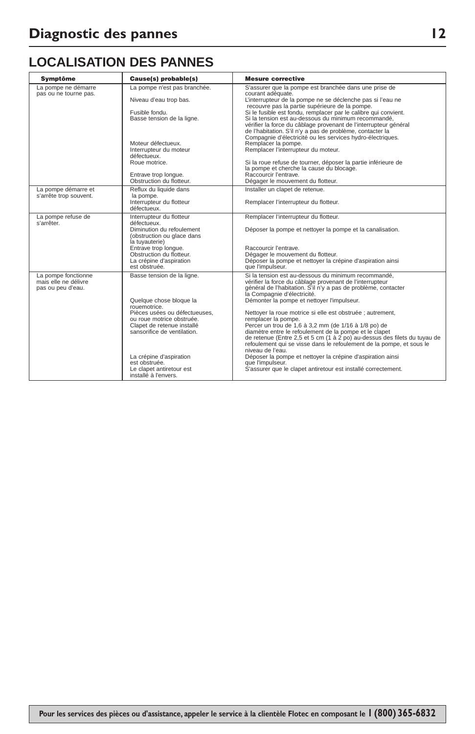# Diagnostic des pannes

## LOCALISATION DES PANNES

| Symptôme | Cause(s) probable(s) | Mesure corrective |
|---|---|---|
| La pompe ne démarre pas ou ne tourne pas. | La pompe n'est pas branchée. | S'assurer que la pompe est branchée dans une prise de courant adéquate. |
| | Niveau d'eau trop bas. | L'interrupteur de la pompe ne se déclenche pas si l'eau ne recouvre pas la partie supérieure de la pompe. |
| | Fusible fondu. | Si le fusible est fondu, remplacer par le calibre qui convient. |
| | Basse tension de la ligne. | Si la tension est au-dessous du minimum recommandé, vérifier la force du câblage provenant de l'interrupteur général de l'habitation. S'il n'y a pas de problème, contacter la Compagnie d'électricité ou les services hydro-électriques. |
| | Moteur défectueux. | Remplacer la pompe. |
| | Interrupteur du moteur défectueux. | Remplacer l'interrupteur du moteur. |
| | Roue motrice. | Si la roue refuse de tourner, déposer la partie inférieure de la pompe et cherche la cause du blocage. |
| | Entrave trop longue. | Raccourcir l'entrave. |
| | Obstruction du flotteur. | Dégager le mouvement du flotteur. |
| La pompe démarre et s'arrête trop souvent. | Reflux du liquide dans la pompe. | Installer un clapet de retenue. |
| | Interrupteur du flotteur défectueux. | Remplacer l'interrupteur du flotteur. |
| La pompe refuse de s'arrêter. | Interrupteur du flotteur défectueux. | Remplacer l'interrupteur du flotteur. |
| | Diminution du refoulement (obstruction ou glace dans la tuyauterie) | Déposer la pompe et nettoyer la pompe et la canalisation. |
| | Entrave trop longue. | Raccourcir l'entrave. |
| | Obstruction du flotteur. | Dégager le mouvement du flotteur. |
| | La crépine d'aspiration est obstruée. | Déposer la pompe et nettoyer la crépine d'aspiration ainsi que l'impulseur. |
| La pompe fonctionne mais elle ne délivre pas ou peu d'eau. | Basse tension de la ligne. | Si la tension est au-dessous du minimum recommandé, vérifier la force du câblage provenant de l'interrupteur général de l'habitation. S'il n'y a pas de problème, contacter la Compagnie d'électricité. |
| | Quelque chose bloque la rouemotrice. | Démonter la pompe et nettoyer l'impulseur. |
| | Pièces usées ou défectueuses, ou roue motrice obstruée. | Nettoyer la roue motrice si elle est obstruée ; autrement, remplacer la pompe. |
| | Clapet de retenue installé sansorifice de ventilation. | Percer un trou de 1,6 à 3,2 mm (de 1/16 à 1/8 po) de diamètre entre le refoulement de la pompe et le clapet de retenue (Entre 2,5 et 5 cm (1 à 2 po) au-dessus des filets du tuyau de refoulement qui se visse dans le refoulement de la pompe, et sous le niveau de l'eau. |
| | La crépine d'aspiration est obstruée. | Déposer la pompe et nettoyer la crépine d'aspiration ainsi que l'impulseur. |
| | Le clapet antiretour est installé à l'envers. | S'assurer que le clapet antiretour est installé correctement. |

**Pour les services des pièces ou d'assistance, appeler le service à la clientèle Flotec en composant le 1 (800) 365-6832**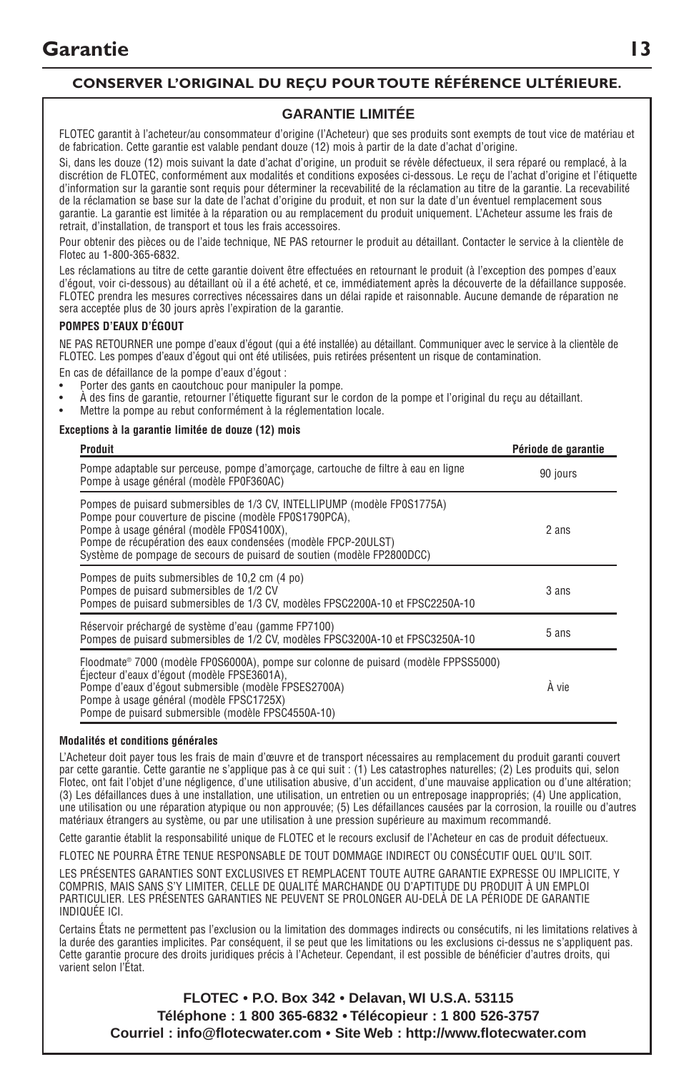# Garantie

**CONSERVER L'ORIGINAL DU REÇU POUR TOUTE RÉFÉRENCE ULTÉRIEURE.**

## GARANTIE LIMITÉE

FLOTEC garantit à l'acheteur/au consommateur d'origine (l'Acheteur) que ses produits sont exempts de tout vice de matériau et de fabrication. Cette garantie est valable pendant douze (12) mois à partir de la date d'achat d'origine.

Si, dans les douze (12) mois suivant la date d'achat d'origine, un produit se révèle défectueux, il sera réparé ou remplacé, à la discrétion de FLOTEC, conformément aux modalités et conditions exposées ci-dessous. Le reçu de l'achat d'origine et l'étiquette d'information sur la garantie sont requis pour déterminer la recevabilité de la réclamation au titre de la garantie. La recevabilité de la réclamation se base sur la date de l'achat d'origine du produit, et non sur la date d'un éventuel remplacement sous garantie. La garantie est limitée à la réparation ou au remplacement du produit uniquement. L'Acheteur assume les frais de retrait, d'installation, de transport et tous les frais accessoires.

Pour obtenir des pièces ou de l'aide technique, NE PAS retourner le produit au détaillant. Contacter le service à la clientèle de Flotec au 1-800-365-6832.

Les réclamations au titre de cette garantie doivent être effectuées en retournant le produit (à l'exception des pompes d'eaux d'égout, voir ci-dessous) au détaillant où il a été acheté, et ce, immédiatement après la découverte de la défaillance supposée. FLOTEC prendra les mesures correctives nécessaires dans un délai rapide et raisonnable. Aucune demande de réparation ne sera acceptée plus de 30 jours après l'expiration de la garantie.

**POMPES D'EAUX D'ÉGOUT**

NE PAS RETOURNER une pompe d'eaux d'égout (qui a été installée) au détaillant. Communiquer avec le service à la clientèle de FLOTEC. Les pompes d'eaux d'égout qui ont été utilisées, puis retirées présentent un risque de contamination.

En cas de défaillance de la pompe d'eaux d'égout :

- Porter des gants en caoutchouc pour manipuler la pompe.
- À des fins de garantie, retourner l'étiquette figurant sur le cordon de la pompe et l'original du reçu au détaillant.
- Mettre la pompe au rebut conformément à la réglementation locale.

**Exceptions à la garantie limitée de douze (12) mois**

| Produit | Période de garantie |
|---|---|
| Pompe adaptable sur perceuse, pompe d'amorçage, cartouche de filtre à eau en ligne<br>Pompe à usage général (modèle FP0F360AC) | 90 jours |
| Pompes de puisard submersibles de 1/3 CV, INTELLIPUMP (modèle FP0S1775A)<br>Pompe pour couverture de piscine (modèle FP0S1790PCA),<br>Pompe à usage général (modèle FP0S4100X),<br>Pompe de récupération des eaux condensées (modèle FPCP-20ULST)<br>Système de pompage de secours de puisard de soutien (modèle FP2800DCC) | 2 ans |
| Pompes de puits submersibles de 10,2 cm (4 po)<br>Pompes de puisard submersibles de 1/2 CV<br>Pompes de puisard submersibles de 1/3 CV, modèles FPSC2200A-10 et FPSC2250A-10 | 3 ans |
| Réservoir préchargé de système d'eau (gamme FP7100)<br>Pompes de puisard submersibles de 1/2 CV, modèles FPSC3200A-10 et FPSC3250A-10 | 5 ans |
| Floodmate® 7000 (modèle FP0S6000A), pompe sur colonne de puisard (modèle FPPSS5000)<br>Éjecteur d'eaux d'égout (modèle FPSE3601A),<br>Pompe d'eaux d'égout submersible (modèle FPSES2700A)<br>Pompe à usage général (modèle FPSC1725X)<br>Pompe de puisard submersible (modèle FPSC4550A-10) | À vie |

**Modalités et conditions générales**

L'Acheteur doit payer tous les frais de main d'œuvre et de transport nécessaires au remplacement du produit garanti couvert par cette garantie. Cette garantie ne s'applique pas à ce qui suit : (1) Les catastrophes naturelles; (2) Les produits qui, selon Flotec, ont fait l'objet d'une négligence, d'une utilisation abusive, d'un accident, d'une mauvaise application ou d'une altération; (3) Les défaillances dues à une installation, une utilisation, un entretien ou un entreposage inappropriés; (4) Une application, une utilisation ou une réparation atypique ou non approuvée; (5) Les défaillances causées par la corrosion, la rouille ou d'autres matériaux étrangers au système, ou par une utilisation à une pression supérieure au maximum recommandé.

Cette garantie établit la responsabilité unique de FLOTEC et le recours exclusif de l'Acheteur en cas de produit défectueux.

FLOTEC NE POURRA ÊTRE TENUE RESPONSABLE DE TOUT DOMMAGE INDIRECT OU CONSÉCUTIF QUEL QU'IL SOIT.

LES PRÉSENTES GARANTIES SONT EXCLUSIVES ET REMPLACENT TOUTE AUTRE GARANTIE EXPRESSE OU IMPLICITE, Y COMPRIS, MAIS SANS S'Y LIMITER, CELLE DE QUALITÉ MARCHANDE OU D'APTITUDE DU PRODUIT À UN EMPLOI PARTICULIER. LES PRÉSENTES GARANTIES NE PEUVENT SE PROLONGER AU-DELÀ DE LA PÉRIODE DE GARANTIE INDIQUÉE ICI.

Certains États ne permettent pas l'exclusion ou la limitation des dommages indirects ou consécutifs, ni les limitations relatives à la durée des garanties implicites. Par conséquent, il se peut que les limitations ou les exclusions ci-dessus ne s'appliquent pas. Cette garantie procure des droits juridiques précis à l'Acheteur. Cependant, il est possible de bénéficier d'autres droits, qui varient selon l'État.

**FLOTEC • P.O. Box 342 • Delavan, WI U.S.A. 53115**
**Téléphone : 1 800 365-6832 • Télécopieur : 1 800 526-3757**
**Courriel : info@flotecwater.com • Site Web : http://www.flotecwater.com**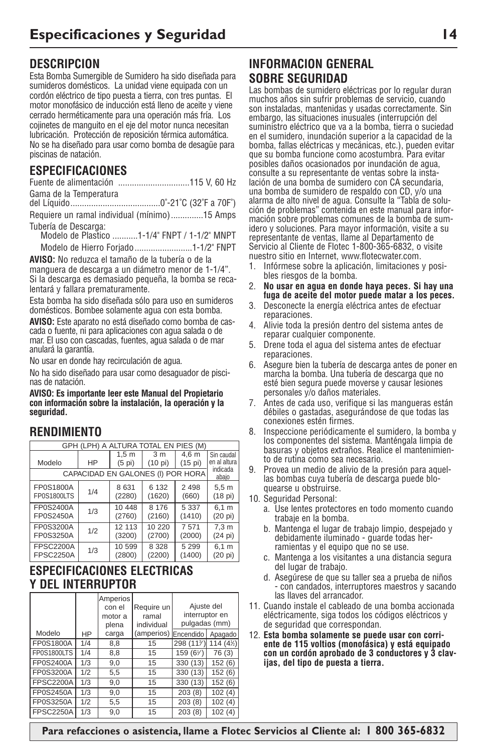# Especificaciones y Seguridad

## DESCRIPCION

Esta Bomba Sumergible de Sumidero ha sido diseñada para sumideros domésticos. La unidad viene equipada con un cordón eléctrico de tipo puesta a tierra, con tres puntas. El motor monofásico de inducción está lleno de aceite y viene cerrado herméticamente para una operación más fría. Los cojinetes de manguito en el eje del motor nunca necesitan lubricación. Protección de reposición térmica automática. No se ha diseñado para usar como bomba de desagüe para piscinas de natación.

## ESPECIFICACIONES

Fuente de alimentación ...............................115 V, 60 Hz

Gama de la Temperatura del Líquido.......................................0°-21°C (32°F a 70F°)

Requiere un ramal individual (mínimo).............15 Amps

Tubería de Descarga:
- Modelo de Plastico ...........1-1/4" FNPT / 1-1/2" MNPT
- Modelo de Hierro Forjado.........................1-1/2" FNPT

**AVISO:** No reduzca el tamaño de la tubería o de la manguera de descarga a un diámetro menor de 1-1/4". Si la descarga es demasiado pequeña, la bomba se recalentará y fallara prematuramente.

Esta bomba ha sido diseñada sólo para uso en sumideros domésticos. Bombee solamente agua con esta bomba.

**AVISO:** Este aparato no está diseñado como bomba de cascada o fuente, ni para aplicaciones con agua salada o de mar. El uso con cascadas, fuentes, agua salada o de mar anulará la garantía.

No usar en donde hay recirculación de agua.

No ha sido diseñado para usar como desaguador de piscinas de natación.

**AVISO: Es importante leer este Manual del Propietario con información sobre la instalación, la operación y la seguridad.**

## RENDIMIENTO

| | | GPH (LPH) A ALTURA TOTAL EN PIES (M) | | | |
|---|---|---|---|---|---|
| Modelo | HP | 1,5 m (5 pi) | 3 m (10 pi) | 4,6 m (15 pi) | Sin caudal en al altura indicada abajo |
| | | CAPACIDAD EN GALONES (l) POR HORA | | | |
| FP0S1800A<br>FP0S1800LTS | 1/4 | 8 631 (2280) | 6 132 (1620) | 2 498 (660) | 5,5 m (18 pi) |
| FP0S2400A<br>FP0S2450A | 1/3 | 10 448 (2760) | 8 176 (2160) | 5 337 (1410) | 6,1 m (20 pi) |
| FP0S3200A<br>FP0S3250A | 1/2 | 12 113 (3200) | 10 220 (2700) | 7 571 (2000) | 7,3 m (24 pi) |
| FPSC2200A<br>FPSC2250A | 1/3 | 10 599 (2800) | 8 328 (2200) | 5 299 (1400) | 6,1 m (20 pi) |

## ESPECIFICACIONES ELECTRICAS Y DEL INTERRUPTOR

| Modelo | HP | Amperios con el motor a plena carga | Require un ramal individual (amperios) | Ajuste del interruptor en pulgadas (mm) | |
|---|---|---|---|---|---|
| | | | | Encendido | Apagado |
| FP0S1800A | 1/4 | 8,8 | 15 | 298 (11 3/4) | 114 (4 1/2) |
| FP0S1800LTS | 1/4 | 8,8 | 15 | 159 (6 1/4) | 76 (3) |
| FP0S2400A | 1/3 | 9,0 | 15 | 330 (13) | 152 (6) |
| FP0S3200A | 1/2 | 5,5 | 15 | 330 (13) | 152 (6) |
| FPSC2200A | 1/3 | 9,0 | 15 | 330 (13) | 152 (6) |
| FP0S2450A | 1/3 | 9,0 | 15 | 203 (8) | 102 (4) |
| FP0S3250A | 1/2 | 5,5 | 15 | 203 (8) | 102 (4) |
| FPSC2250A | 1/3 | 9,0 | 15 | 203 (8) | 102 (4) |

## INFORMACION GENERAL SOBRE SEGURIDAD

Las bombas de sumidero eléctricas por lo regular duran muchos años sin sufrir problemas de servicio, cuando son instaladas, mantenidas y usadas correctamente. Sin embargo, las situaciones inusuales (interrupción del suministro eléctrico que va a la bomba, tierra o suciedad en el sumidero, inundación superior a la capacidad de la bomba, fallas eléctricas y mecánicas, etc.), pueden evitar que su bomba funcione como acostumbra. Para evitar posibles daños ocasionados por inundación de agua, consulte a su representante de ventas sobre la instalación de una bomba de sumidero con CA secundaria, una bomba de sumidero de respaldo con CD, y/o una alarma de alto nivel de agua. Consulte la "Tabla de solución de problemas" contenida en este manual para información sobre problemas comunes de la bomba de sumidero y soluciones. Para mayor información, visite a su representante de ventas, llame al Departamento de Servicio al Cliente de Flotec 1-800-365-6832, o visite nuestro sitio en Internet, www.flotecwater.com.

1. Infórmese sobre la aplicación, limitaciones y posibles riesgos de la bomba.
2. **No usar en agua en donde haya peces. Si hay una fuga de aceite del motor puede matar a los peces.**
3. Desconecte la energía eléctrica antes de efectuar reparaciones.
4. Alivie toda la presión dentro del sistema antes de reparar cualquier componente.
5. Drene toda el agua del sistema antes de efectuar reparaciones.
6. Asegure bien la tubería de descarga antes de poner en marcha la bomba. Una tubería de descarga que no esté bien segura puede moverse y causar lesiones personales y/o daños materiales.
7. Antes de cada uso, verifique si las mangueras están débiles o gastadas, asegurándose de que todas las conexiones estén firmes.
8. Inspeccione periódicamente el sumidero, la bomba y los componentes del sistema. Manténgala limpia de basuras y objetos extraños. Realice el mantenimiento de rutina como sea necesario.
9. Provea un medio de alivio de la presión para aquellas bombas cuya tubería de descarga puede bloquearse u obstruirse.
10. Seguridad Personal:
    a. Use lentes protectores en todo momento cuando trabaje en la bomba.
    b. Mantenga el lugar de trabajo limpio, despejado y debidamente iluminado - guarde todas herramientas y el equipo que no se use.
    c. Mantenga a los visitantes a una distancia segura del lugar de trabajo.
    d. Asegúrese de que su taller sea a prueba de niños - con candados, interruptores maestros y sacando las llaves del arrancador.
11. Cuando instale el cableado de una bomba accionada eléctricamente, siga todos los códigos eléctricos y de seguridad que correspondan.
12. **Esta bomba solamente se puede usar con corriente de 115 voltios (monofásica) y está equipado con un cordón aprobado de 3 conductores y 3 clavijas, del tipo de puesta a tierra.**

**Para refacciones o asistencia, llame a Flotec Servicios al Cliente al: 1 800 365-6832**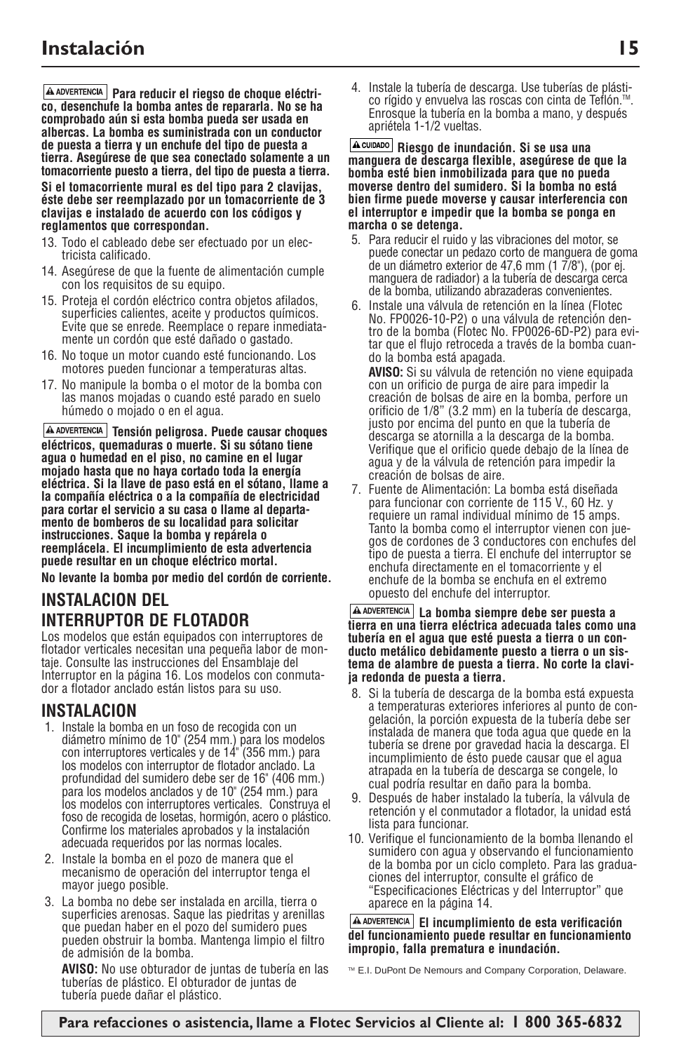# Instalación

**⚠ ADVERTENCIA Para reducir el riego de choque eléctrico, desenchufe la bomba antes de repararla. No se ha comprobado aún si esta bomba pueda ser usada en albercas. La bomba es suministrada con un conductor de puesta a tierra y un enchufe del tipo de puesta a tierra. Asegúrese de que sea conectado solamente a un tomacorriente puesto a tierra, del tipo de puesta a tierra.**

**Si el tomacorriente mural es del tipo para 2 clavijas, éste debe ser reemplazado por un tomacorriente de 3 clavijas e instalado de acuerdo con los códigos y reglamentos que correspondan.**

13. Todo el cableado debe ser efectuado por un electricista calificado.
14. Asegúrese de que la fuente de alimentación cumple con los requisitos de su equipo.
15. Proteja el cordón eléctrico contra objetos afilados, superficies calientes, aceite y productos químicos. Evite que se enrede. Reemplace o repare inmediatamente un cordón que esté dañado o gastado.
16. No toque un motor cuando esté funcionando. Los motores pueden funcionar a temperaturas altas.
17. No manipule la bomba o el motor de la bomba con las manos mojadas o cuando esté parado en suelo húmedo o mojado o en el agua.

**⚠ ADVERTENCIA Tensión peligrosa. Puede causar choques eléctricos, quemaduras o muerte. Si su sótano tiene agua o humedad en el piso, no camine en el lugar mojado hasta que no haya cortado toda la energía eléctrica. Si la llave de paso está en el sótano, llame a la compañía eléctrica o a la compañía de electricidad para cortar el servicio a su casa o llame al departamento de bomberos de su localidad para solicitar instrucciones. Saque la bomba y repárela o reemplácela. El incumplimiento de esta advertencia puede resultar en un choque eléctrico mortal.**

**No levante la bomba por medio del cordón de corriente.**

## INSTALACION DEL INTERRUPTOR DE FLOTADOR

Los modelos que están equipados con interruptores de flotador verticales necesitan una pequeña labor de montaje. Consulte las instrucciones del Ensamblaje del Interruptor en la página 16. Los modelos con conmutador a flotador anclado están listos para su uso.

## INSTALACION

1. Instale la bomba en un foso de recogida con un diámetro mínimo de 10" (254 mm.) para los modelos con interruptores verticales y de 14" (356 mm.) para los modelos con interruptor de flotador anclado. La profundidad del sumidero debe ser de 16" (406 mm.) para los modelos anclados y de 10" (254 mm.) para los modelos con interruptores verticales. Construya el foso de recogida de losetas, hormigón, acero o plástico. Confirme los materiales aprobados y la instalación adecuada requeridos por las normas locales.
2. Instale la bomba en el pozo de manera que el mecanismo de operación del interruptor tenga el mayor juego posible.
3. La bomba no debe ser instalada en arcilla, tierra o superficies arenosas. Saque las piedritas y arenillas que puedan haber en el pozo del sumidero pues pueden obstruir la bomba. Mantenga limpio el filtro de admisión de la bomba.

   **AVISO:** No use obturador de juntas de tubería en las tuberías de plástico. El obturador de juntas de tubería puede dañar el plástico.
4. Instale la tubería de descarga. Use tuberías de plástico rígido y envuelva las roscas con cinta de Teflón.™. Enrosque la tubería en la bomba a mano, y después apriétela 1-1/2 vueltas.

**⚠ CUIDADO Riesgo de inundación. Si se usa una manguera de descarga flexible, asegúrese de que la bomba esté bien inmobilizada para que no pueda moverse dentro del sumidero. Si la bomba no está bien firme puede moverse y causar interferencia con el interruptor e impedir que la bomba se ponga en marcha o se detenga.**

5. Para reducir el ruido y las vibraciones del motor, se puede conectar un pedazo corto de manguera de goma de un diámetro exterior de 47,6 mm (1 7/8"), (por ej. manguera de radiador) a la tubería de descarga cerca de la bomba, utilizando abrazaderas convenientes.
6. Instale una válvula de retención en la línea (Flotec No. FP0026-10-P2) o una válvula de retención dentro de la bomba (Flotec No. FP0026-6D-P2) para evitar que el flujo retroceda a través de la bomba cuando la bomba está apagada.

   **AVISO:** Si su válvula de retención no viene equipada con un orificio de purga de aire para impedir la creación de bolsas de aire en la bomba, perfore un orificio de 1/8" (3.2 mm) en la tubería de descarga, justo por encima del punto en que la tubería de descarga se atornilla a la descarga de la bomba. Verifique que el orificio quede debajo de la línea de agua y de la válvula de retención para impedir la creación de bolsas de aire.
7. Fuente de Alimentación: La bomba está diseñada para funcionar con corriente de 115 V., 60 Hz. y requiere un ramal individual mínimo de 15 amps. Tanto la bomba como el interruptor vienen con juegos de cordones de 3 conductores con enchufes del tipo de puesta a tierra. El enchufe del interruptor se enchufa directamente en el tomacorriente y el enchufe de la bomba se enchufa en el extremo opuesto del enchufe del interruptor.

**⚠ ADVERTENCIA La bomba siempre debe ser puesta a tierra en una tierra eléctrica adecuada tales como una tubería en el agua que esté puesta a tierra o un conducto metálico debidamente puesto a tierra o un sistema de alambre de puesta a tierra. No corte la clavija redonda de puesta a tierra.**

8. Si la tubería de descarga de la bomba está expuesta a temperaturas exteriores inferiores al punto de congelación, la porción expuesta de la tubería debe ser instalada de manera que toda agua que quede en la tubería se drene por gravedad hacia la descarga. El incumplimiento de ésto puede causar que el agua atrapada en la tubería de descarga se congele, lo cual podría resultar en daño para la bomba.
9. Después de haber instalado la tubería, la válvula de retención y el conmutador a flotador, la unidad está lista para funcionar.
10. Verifique el funcionamiento de la bomba llenando el sumidero con agua y observando el funcionamiento de la bomba por un ciclo completo. Para las graduaciones del interruptor, consulte el gráfico de "Especificaciones Eléctricas y del Interruptor" que aparece en la página 14.

**⚠ ADVERTENCIA El incumplimiento de esta verificación del funcionamiento puede resultar en funcionamiento impropio, falla prematura e inundación.**

™ E.I. DuPont De Nemours and Company Corporation, Delaware.

**Para refacciones o asistencia, llame a Flotec Servicios al Cliente al: 1 800 365-6832**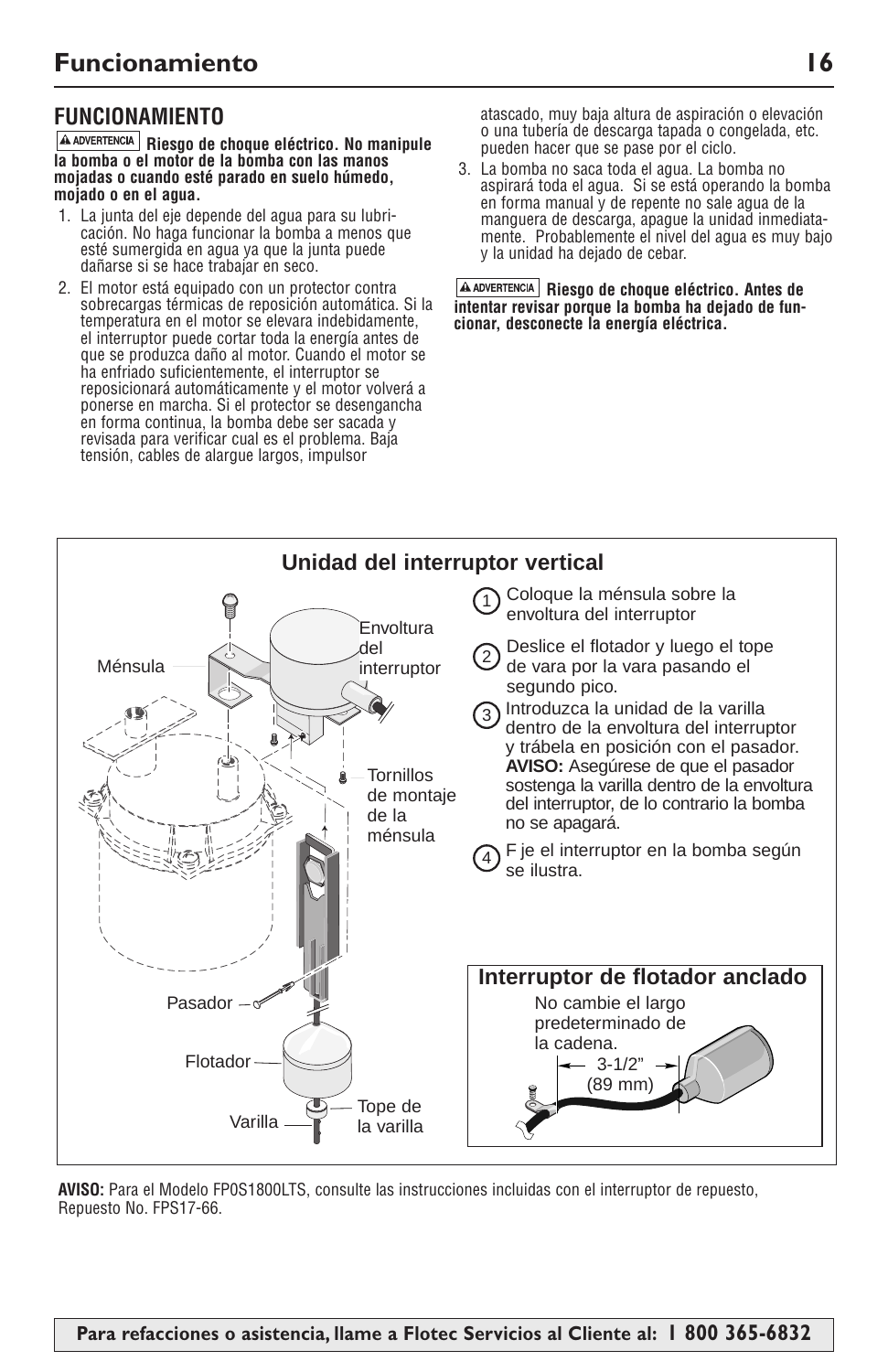## FUNCIONAMIENTO

**⚠ ADVERTENCIA Riesgo de choque eléctrico. No manipule la bomba o el motor de la bomba con las manos mojadas o cuando esté parado en suelo húmedo, mojado o en el agua.**

1. La junta del eje depende del agua para su lubricación. No haga funcionar la bomba a menos que esté sumergida en agua ya que la junta puede dañarse si se hace trabajar en seco.
2. El motor está equipado con un protector contra sobrecargas térmicas de reposición automática. Si la temperatura en el motor se elevara indebidamente, el interruptor puede cortar toda la energía antes de que se produzca daño al motor. Cuando el motor se ha enfriado suficientemente, el interruptor se reposicionará automáticamente y el motor volverá a ponerse en marcha. Si el protector se desengancha en forma continua, la bomba debe ser sacada y revisada para verificar cual es el problema. Baja tensión, cables de alargue largos, impulsor atascado, muy baja altura de aspiración o elevación o una tubería de descarga tapada o congelada, etc. pueden hacer que se pase por el ciclo.
3. La bomba no saca toda el agua. La bomba no aspirará toda el agua. Si se está operando la bomba en forma manual y de repente no sale agua de la manguera de descarga, apague la unidad inmediatamente. Probablemente el nivel del agua es muy bajo y la unidad ha dejado de cebar.

**⚠ ADVERTENCIA Riesgo de choque eléctrico. Antes de intentar revisar porque la bomba ha dejado de funcionar, desconecte la energía eléctrica.**

### Unidad del interruptor vertical

Ménsula

Envoltura del interruptor

Tornillos de montaje de la ménsula

Pasador

Flotador

Varilla

Tope de la varilla

1. Coloque la ménsula sobre la envoltura del interruptor
2. Deslice el flotador y luego el tope de vara por la vara pasando el segundo pico.
3. Introduzca la unidad de la varilla dentro de la envoltura del interruptor y trábela en posición con el pasador. **AVISO:** Asegúrese de que el pasador sostenga la varilla dentro de la envoltura del interruptor, de lo contrario la bomba no se apagará.
4. F je el interruptor en la bomba según se ilustra.

### Interruptor de flotador anclado

No cambie el largo predeterminado de la cadena.

3-1/2" (89 mm)

**AVISO:** Para el Modelo FP0S1800LTS, consulte las instrucciones incluidas con el interruptor de repuesto, Repuesto No. FPS17-66.

**Para refacciones o asistencia, llame a Flotec Servicios al Cliente al: 1 800 365-6832**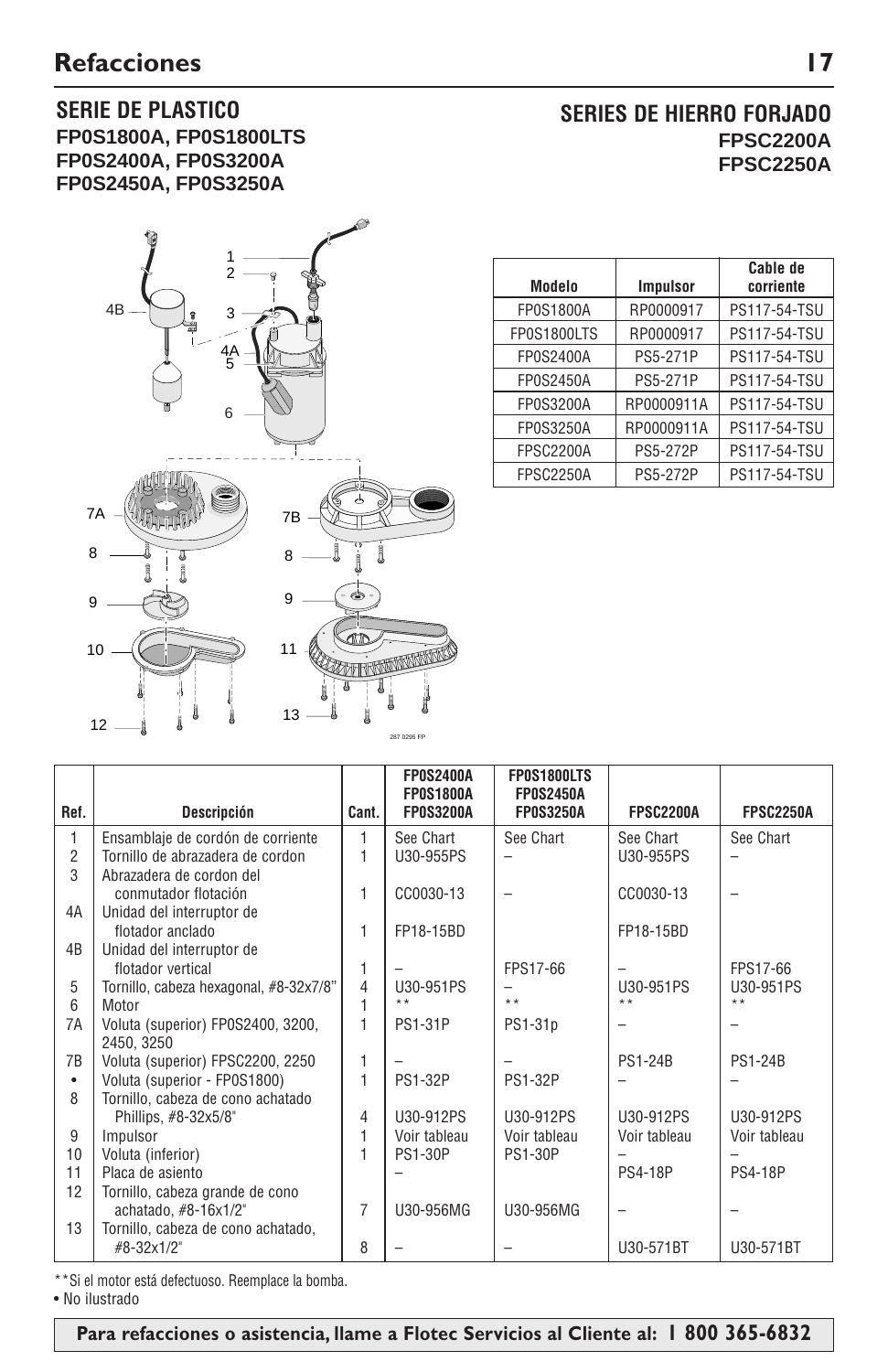# Refacciones

## SERIE DE PLASTICO

**FP0S1800A, FP0S1800LTS**
**FP0S2400A, FP0S3200A**
**FP0S2450A, FP0S3250A**

## SERIES DE HIERRO FORJADO

**FPSC2200A**
**FPSC2250A**

| Modelo | Impulsor | Cable de corriente |
|---|---|---|
| FP0S1800A | RP0000917 | PS117-54-TSU |
| FP0S1800LTS | RP0000917 | PS117-54-TSU |
| FP0S2400A | PS5-271P | PS117-54-TSU |
| FP0S2450A | PS5-271P | PS117-54-TSU |
| FP0S3200A | RP0000911A | PS117-54-TSU |
| FP0S3250A | RP0000911A | PS117-54-TSU |
| FPSC2200A | PS5-272P | PS117-54-TSU |
| FPSC2250A | PS5-272P | PS117-54-TSU |

| Ref. | Descripción | Cant. | FP0S2400A FP0S1800A FP0S3200A | FP0S1800LTS FP0S2450A FP0S3250A | FPSC2200A | FPSC2250A |
|---|---|---|---|---|---|---|
| 1 | Ensamblaje de cordón de corriente | 1 | See Chart | See Chart | See Chart | See Chart |
| 2 | Tornillo de abrazadera de cordon | 1 | U30-955PS | – | U30-955PS | – |
| 3 | Abrazadera de cordon del conmutador flotación | 1 | CC0030-13 | – | CC0030-13 | – |
| 4A | Unidad del interruptor de flotador anclado | 1 | FP18-15BD | | FP18-15BD | |
| 4B | Unidad del interruptor de flotador vertical | 1 | – | FPS17-66 | – | FPS17-66 |
| 5 | Tornillo, cabeza hexagonal, #8-32x7/8" | 4 | U30-951PS | – | U30-951PS | U30-951PS |
| 6 | Motor | 1 | ** | ** | ** | ** |
| 7A | Voluta (superior) FP0S2400, 3200, 2450, 3250 | 1 | PS1-31P | PS1-31p | – | – |
| 7B | Voluta (superior) FPSC2200, 2250 | 1 | – | – | PS1-24B | PS1-24B |
| • | Voluta (superior - FP0S1800) | 1 | PS1-32P | PS1-32P | – | – |
| 8 | Tornillo, cabeza de cono achatado Phillips, #8-32x5/8" | 4 | U30-912PS | U30-912PS | U30-912PS | U30-912PS |
| 9 | Impulsor | 1 | Voir tableau | Voir tableau | Voir tableau | Voir tableau |
| 10 | Voluta (inferior) | 1 | PS1-30P | PS1-30P | – | – |
| 11 | Placa de asiento | | – | | PS4-18P | PS4-18P |
| 12 | Tornillo, cabeza grande de cono achatado, #8-16x1/2" | 7 | U30-956MG | U30-956MG | – | – |
| 13 | Tornillo, cabeza de cono achatado, #8-32x1/2" | 8 | – | – | U30-571BT | U30-571BT |

**Si el motor está defectuoso. Reemplace la bomba.

• No ilustrado

**Para refacciones o asistencia, llame a Flotec Servicios al Cliente al: 1 800 365-6832**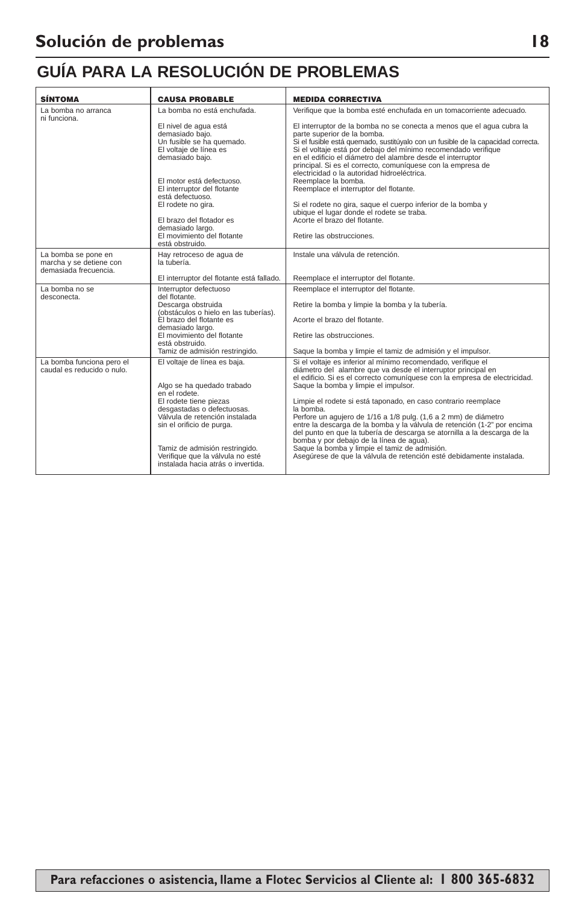# Solución de problemas

## GUÍA PARA LA RESOLUCIÓN DE PROBLEMAS

| SÍNTOMA | CAUSA PROBABLE | MEDIDA CORRECTIVA |
|---|---|---|
| La bomba no arranca ni funciona. | La bomba no está enchufada. | Verifique que la bomba esté enchufada en un tomacorriente adecuado. |
| | El nivel de agua está demasiado bajo. | El interruptor de la bomba no se conecta a menos que el agua cubra la parte superior de la bomba. |
| | Un fusible se ha quemado. | Si el fusible está quemado, sustitúyalo con un fusible de la capacidad correcta. |
| | El voltaje de línea es demasiado bajo. | Si el voltaje está por debajo del mínimo recomendado verifique en el edificio el diámetro del alambre desde el interruptor principal. Si es el correcto, comuníquese con la empresa de electricidad o la autoridad hidroeléctrica. |
| | El motor está defectuoso. | Reemplace la bomba. |
| | El interruptor del flotante está defectuoso. | Reemplace el interruptor del flotante. |
| | El rodete no gira. | Si el rodete no gira, saque el cuerpo inferior de la bomba y ubique el lugar donde el rodete se traba. |
| | El brazo del flotador es demasiado largo. | Acorte el brazo del flotante. |
| | El movimiento del flotante está obstruido. | Retire las obstrucciones. |
| La bomba se pone en marcha y se detiene con demasiada frecuencia. | Hay retroceso de agua de la tubería. | Instale una válvula de retención. |
| | El interruptor del flotante está fallado. | Reemplace el interruptor del flotante. |
| La bomba no se desconecta. | Interruptor defectuoso del flotante. | Reemplace el interruptor del flotante. |
| | Descarga obstruida (obstáculos o hielo en las tuberías). | Retire la bomba y limpie la bomba y la tubería. |
| | El brazo del flotante es demasiado largo. | Acorte el brazo del flotante. |
| | El movimiento del flotante está obstruido. | Retire las obstrucciones. |
| | Tamiz de admisión restringido. | Saque la bomba y limpie el tamiz de admisión y el impulsor. |
| La bomba funciona pero el caudal es reducido o nulo. | El voltaje de línea es baja. | Si el voltaje es inferior al mínimo recomendado, verifique el diámetro del alambre que va desde el interruptor principal en el edificio. Si es el correcto comuníquese con la empresa de electricidad. |
| | Algo se ha quedado trabado en el rodete. | Saque la bomba y limpie el impulsor. |
| | El rodete tiene piezas desgastadas o defectuosas. | Limpie el rodete si está taponado, en caso contrario reemplace la bomba. |
| | Válvula de retención instalada sin el orificio de purga. | Perfore un agujero de 1/16 a 1/8 pulg. (1,6 a 2 mm) de diámetro entre la descarga de la bomba y la válvula de retención (1-2" por encima del punto en que la tubería de descarga se atornilla a la descarga de la bomba y por debajo de la línea de agua). |
| | Tamiz de admisión restringido. | Saque la bomba y limpie el tamiz de admisión. |
| | Verifique que la válvula no esté instalada hacia atrás o invertida. | Asegúrese de que la válvula de retención esté debidamente instalada. |

**Para refacciones o asistencia, llame a Flotec Servicios al Cliente al: 1 800 365-6832**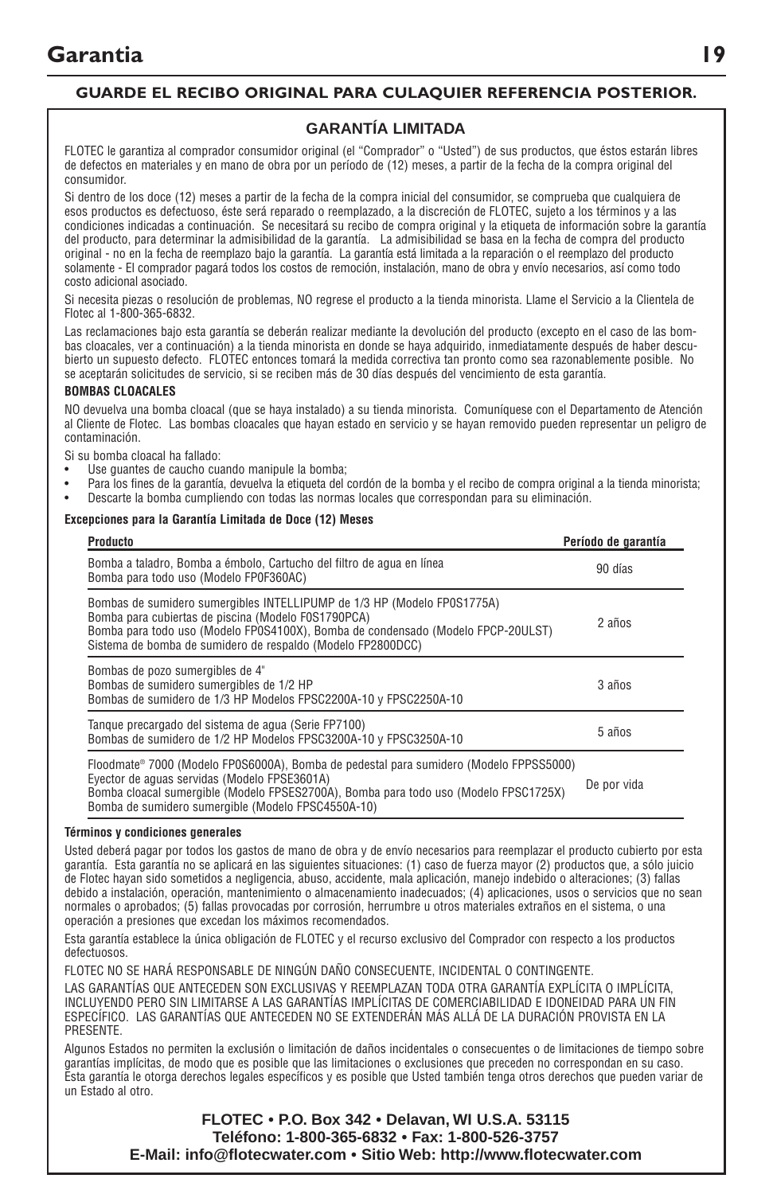# Garantia

**GUARDE EL RECIBO ORIGINAL PARA CULAQUIER REFERENCIA POSTERIOR.**

## GARANTÍA LIMITADA

FLOTEC le garantiza al comprador consumidor original (el "Comprador" o "Usted") de sus productos, que éstos estarán libres de defectos en materiales y en mano de obra por un período de (12) meses, a partir de la fecha de la compra original del consumidor.

Si dentro de los doce (12) meses a partir de la fecha de la compra inicial del consumidor, se comprueba que cualquiera de esos productos es defectuoso, éste será reparado o reemplazado, a la discreción de FLOTEC, sujeto a los términos y a las condiciones indicadas a continuación. Se necesitará su recibo de compra original y la etiqueta de información sobre la garantía del producto, para determinar la admisibilidad de la garantía. La admisibilidad se basa en la fecha de compra del producto original - no en la fecha de reemplazo bajo la garantía. La garantía está limitada a la reparación o el reemplazo del producto solamente - El comprador pagará todos los costos de remoción, instalación, mano de obra y envío necesarios, así como todo costo adicional asociado.

Si necesita piezas o resolución de problemas, NO regrese el producto a la tienda minorista. Llame el Servicio a la Clientela de Flotec al 1-800-365-6832.

Las reclamaciones bajo esta garantía se deberán realizar mediante la devolución del producto (excepto en el caso de las bombas cloacales, ver a continuación) a la tienda minorista en donde se haya adquirido, inmediatamente después de haber descubierto un supuesto defecto. FLOTEC entonces tomará la medida correctiva tan pronto como sea razonablemente posible. No se aceptarán solicitudes de servicio, si se reciben más de 30 días después del vencimiento de esta garantía.

**BOMBAS CLOACALES**

NO devuelva una bomba cloacal (que se haya instalado) a su tienda minorista. Comuníquese con el Departamento de Atención al Cliente de Flotec. Las bombas cloacales que hayan estado en servicio y se hayan removido pueden representar un peligro de contaminación.

Si su bomba cloacal ha fallado:
- Use guantes de caucho cuando manipule la bomba;
- Para los fines de la garantía, devuelva la etiqueta del cordón de la bomba y el recibo de compra original a la tienda minorista;
- Descarte la bomba cumpliendo con todas las normas locales que correspondan para su eliminación.

**Excepciones para la Garantía Limitada de Doce (12) Meses**

| Producto | Período de garantía |
|---|---|
| Bomba a taladro, Bomba a émbolo, Cartucho del filtro de agua en línea<br>Bomba para todo uso (Modelo FP0F360AC) | 90 días |
| Bombas de sumidero sumergibles INTELLIPUMP de 1/3 HP (Modelo FP0S1775A)<br>Bomba para cubiertas de piscina (Modelo F0S1790PCA)<br>Bomba para todo uso (Modelo FP0S4100X), Bomba de condensado (Modelo FPCP-20ULST)<br>Sistema de bomba de sumidero de respaldo (Modelo FP2800DCC) | 2 años |
| Bombas de pozo sumergibles de 4"<br>Bombas de sumidero sumergibles de 1/2 HP<br>Bombas de sumidero de 1/3 HP Modelos FPSC2200A-10 y FPSC2250A-10 | 3 años |
| Tanque precargado del sistema de agua (Serie FP7100)<br>Bombas de sumidero de 1/2 HP Modelos FPSC3200A-10 y FPSC3250A-10 | 5 años |
| Floodmate® 7000 (Modelo FP0S6000A), Bomba de pedestal para sumidero (Modelo FPPSS5000)<br>Eyector de aguas servidas (Modelo FPSE3601A)<br>Bomba cloacal sumergible (Modelo FPSES2700A), Bomba para todo uso (Modelo FPSC1725X)<br>Bomba de sumidero sumergible (Modelo FPSC4550A-10) | De por vida |

**Términos y condiciones generales**

Usted deberá pagar por todos los gastos de mano de obra y de envío necesarios para reemplazar el producto cubierto por esta garantía. Esta garantía no se aplicará en las siguientes situaciones: (1) caso de fuerza mayor (2) productos que, a sólo juicio de Flotec hayan sido sometidos a negligencia, abuso, accidente, mala aplicación, manejo indebido o alteraciones; (3) fallas debido a instalación, operación, mantenimiento o almacenamiento inadecuados; (4) aplicaciones, usos o servicios que no sean normales o aprobados; (5) fallas provocadas por corrosión, herrumbre u otros materiales extraños en el sistema, o una operación a presiones que excedan los máximos recomendados.

Esta garantía establece la única obligación de FLOTEC y el recurso exclusivo del Comprador con respecto a los productos defectuosos.

FLOTEC NO SE HARÁ RESPONSABLE DE NINGÚN DAÑO CONSECUENTE, INCIDENTAL O CONTINGENTE.

LAS GARANTÍAS QUE ANTECEDEN SON EXCLUSIVAS Y REEMPLAZAN TODA OTRA GARANTÍA EXPLÍCITA O IMPLÍCITA, INCLUYENDO PERO SIN LIMITARSE A LAS GARANTÍAS IMPLÍCITAS DE COMERCIABILIDAD E IDONEIDAD PARA UN FIN ESPECÍFICO. LAS GARANTÍAS QUE ANTECEDEN NO SE EXTENDERÁN MÁS ALLÁ DE LA DURACIÓN PROVISTA EN LA PRESENTE.

Algunos Estados no permiten la exclusión o limitación de daños incidentales o consecuentes o de limitaciones de tiempo sobre garantías implícitas, de modo que es posible que las limitaciones o exclusiones que preceden no correspondan en su caso. Esta garantía le otorga derechos legales específicos y es posible que Usted también tenga otros derechos que pueden variar de un Estado al otro.

**FLOTEC • P.O. Box 342 • Delavan, WI U.S.A. 53115**
**Teléfono: 1-800-365-6832 • Fax: 1-800-526-3757**
**E-Mail: info@flotecwater.com • Sitio Web: http://www.flotecwater.com**